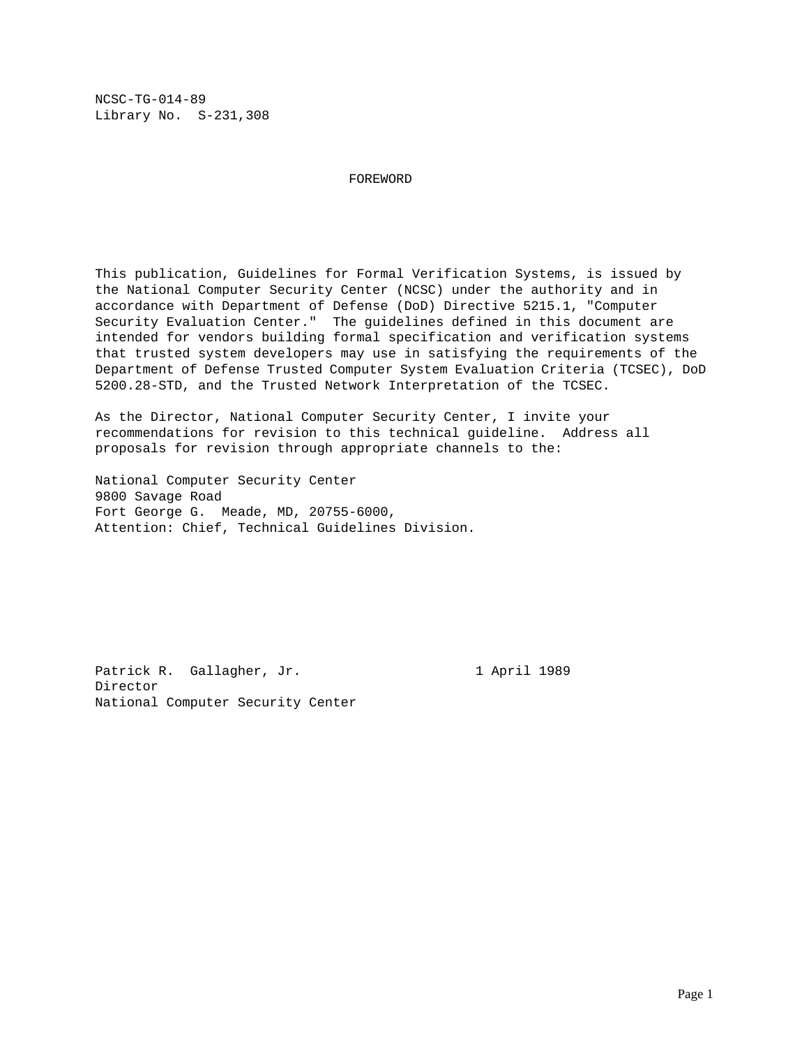NCSC-TG-014-89
Library No. S-231,308

# FOREWORD

This publication, Guidelines for Formal Verification Systems, is issued by the National Computer Security Center (NCSC) under the authority and in accordance with Department of Defense (DoD) Directive 5215.1, "Computer Security Evaluation Center." The guidelines defined in this document are intended for vendors building formal specification and verification systems that trusted system developers may use in satisfying the requirements of the Department of Defense Trusted Computer System Evaluation Criteria (TCSEC), DoD 5200.28-STD, and the Trusted Network Interpretation of the TCSEC.

As the Director, National Computer Security Center, I invite your recommendations for revision to this technical guideline. Address all proposals for revision through appropriate channels to the:

National Computer Security Center
9800 Savage Road
Fort George G. Meade, MD, 20755-6000,
Attention: Chief, Technical Guidelines Division.

Patrick R. Gallagher, Jr. 1 April 1989
Director
National Computer Security Center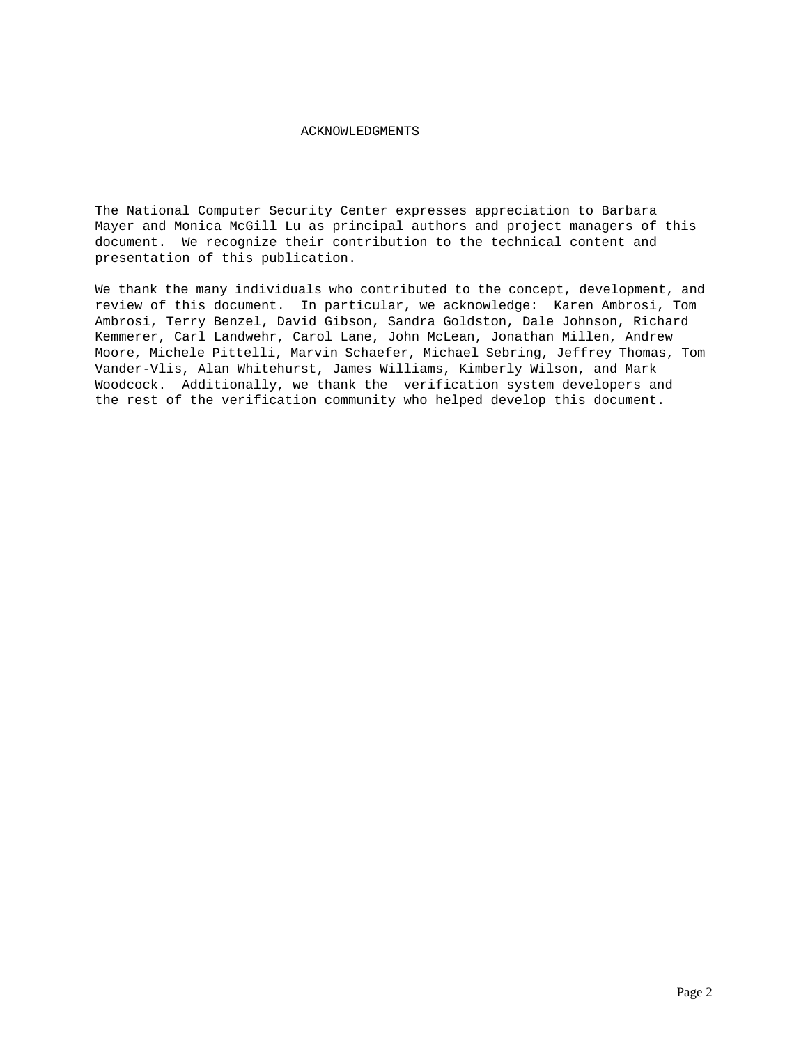# ACKNOWLEDGMENTS

The National Computer Security Center expresses appreciation to Barbara Mayer and Monica McGill Lu as principal authors and project managers of this document. We recognize their contribution to the technical content and presentation of this publication.

We thank the many individuals who contributed to the concept, development, and review of this document. In particular, we acknowledge: Karen Ambrosi, Tom Ambrosi, Terry Benzel, David Gibson, Sandra Goldston, Dale Johnson, Richard Kemmerer, Carl Landwehr, Carol Lane, John McLean, Jonathan Millen, Andrew Moore, Michele Pittelli, Marvin Schaefer, Michael Sebring, Jeffrey Thomas, Tom Vander-Vlis, Alan Whitehurst, James Williams, Kimberly Wilson, and Mark Woodcock. Additionally, we thank the verification system developers and the rest of the verification community who helped develop this document.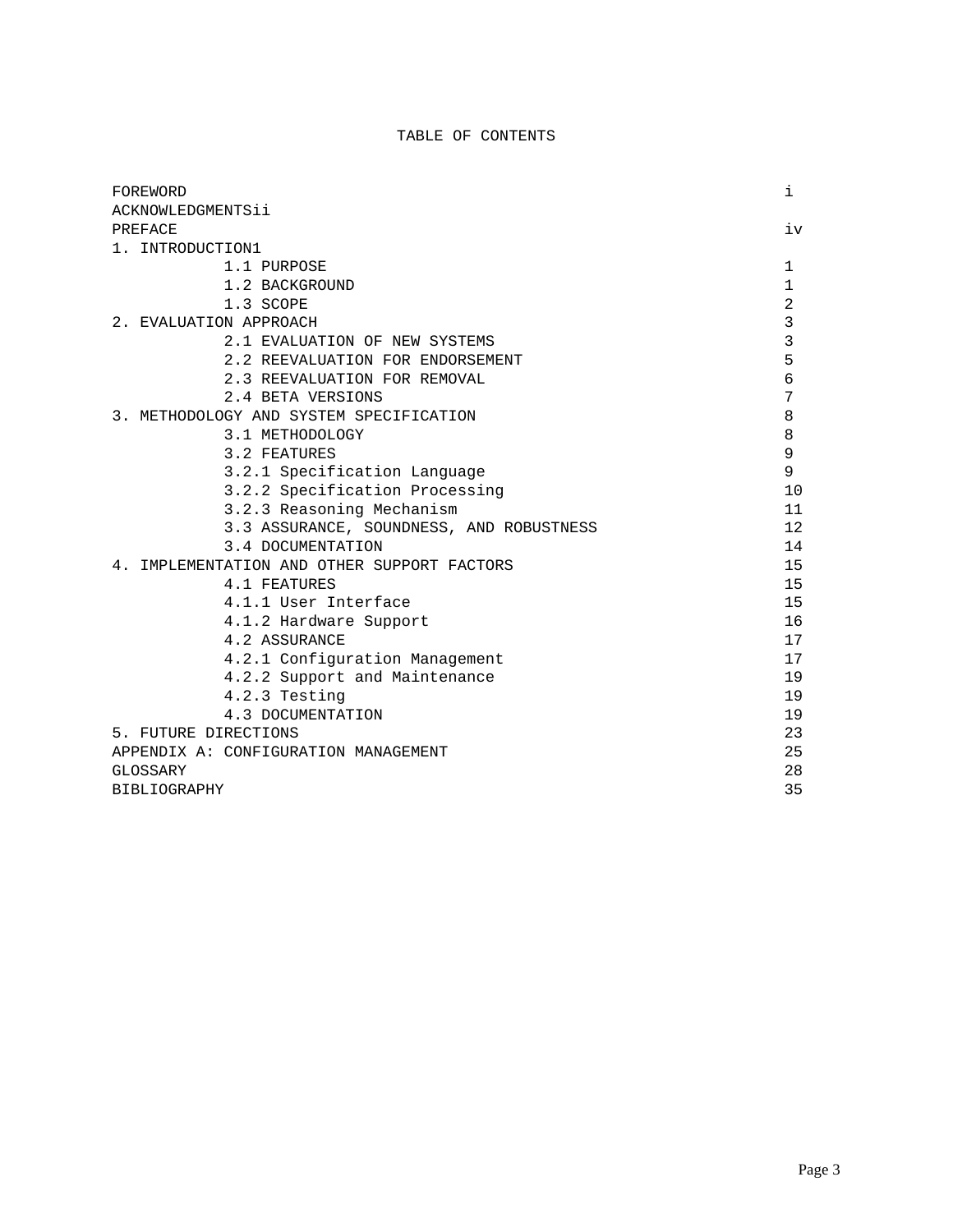# TABLE OF CONTENTS

| | |
|---|---|
| FOREWORD | i |
| ACKNOWLEDGMENTSii | |
| PREFACE | iv |
| 1. INTRODUCTION1 | |
| 1.1 PURPOSE | 1 |
| 1.2 BACKGROUND | 1 |
| 1.3 SCOPE | 2 |
| 2. EVALUATION APPROACH | 3 |
| 2.1 EVALUATION OF NEW SYSTEMS | 3 |
| 2.2 REEVALUATION FOR ENDORSEMENT | 5 |
| 2.3 REEVALUATION FOR REMOVAL | 6 |
| 2.4 BETA VERSIONS | 7 |
| 3. METHODOLOGY AND SYSTEM SPECIFICATION | 8 |
| 3.1 METHODOLOGY | 8 |
| 3.2 FEATURES | 9 |
| 3.2.1 Specification Language | 9 |
| 3.2.2 Specification Processing | 10 |
| 3.2.3 Reasoning Mechanism | 11 |
| 3.3 ASSURANCE, SOUNDNESS, AND ROBUSTNESS | 12 |
| 3.4 DOCUMENTATION | 14 |
| 4. IMPLEMENTATION AND OTHER SUPPORT FACTORS | 15 |
| 4.1 FEATURES | 15 |
| 4.1.1 User Interface | 15 |
| 4.1.2 Hardware Support | 16 |
| 4.2 ASSURANCE | 17 |
| 4.2.1 Configuration Management | 17 |
| 4.2.2 Support and Maintenance | 19 |
| 4.2.3 Testing | 19 |
| 4.3 DOCUMENTATION | 19 |
| 5. FUTURE DIRECTIONS | 23 |
| APPENDIX A: CONFIGURATION MANAGEMENT | 25 |
| GLOSSARY | 28 |
| BIBLIOGRAPHY | 35 |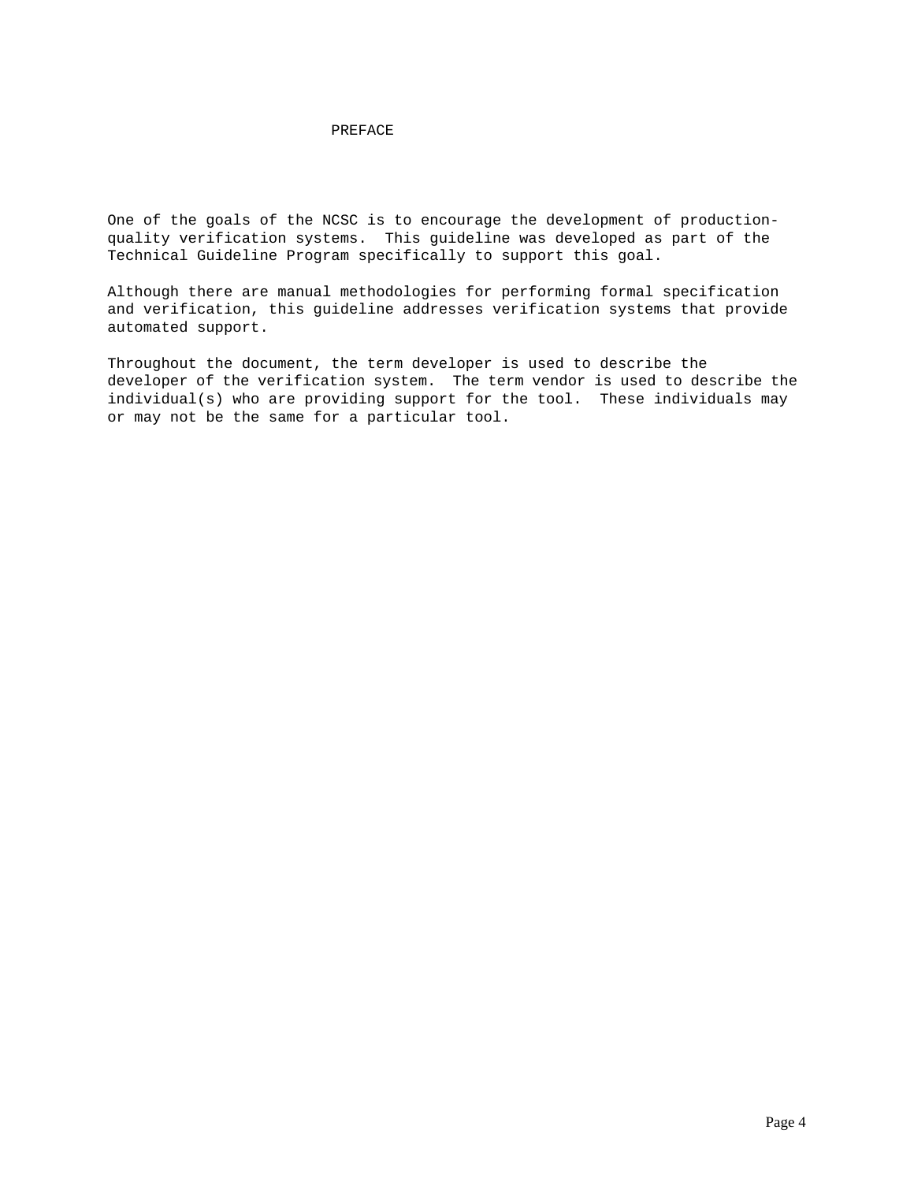# PREFACE

One of the goals of the NCSC is to encourage the development of production-quality verification systems. This guideline was developed as part of the Technical Guideline Program specifically to support this goal.

Although there are manual methodologies for performing formal specification and verification, this guideline addresses verification systems that provide automated support.

Throughout the document, the term developer is used to describe the developer of the verification system. The term vendor is used to describe the individual(s) who are providing support for the tool. These individuals may or may not be the same for a particular tool.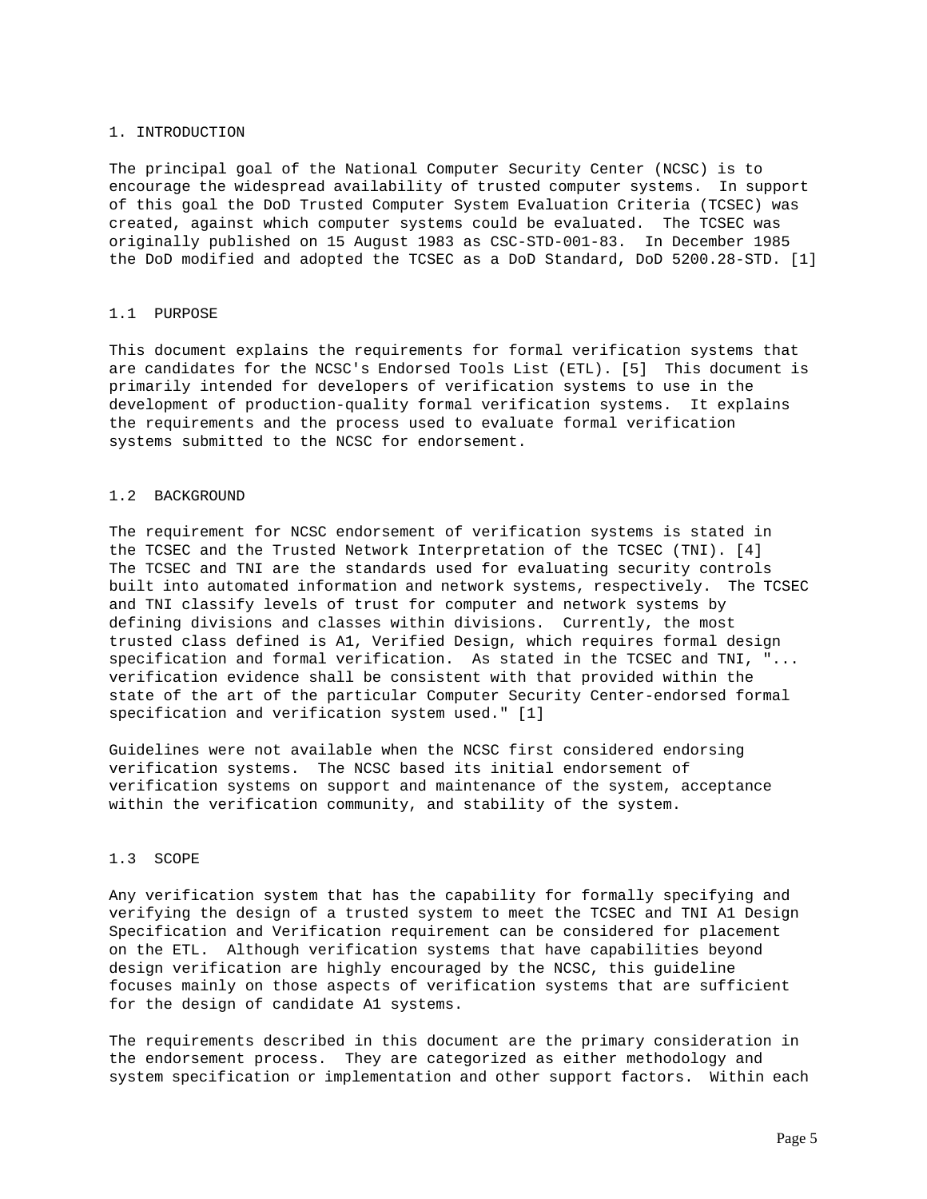# 1. INTRODUCTION

The principal goal of the National Computer Security Center (NCSC) is to encourage the widespread availability of trusted computer systems. In support of this goal the DoD Trusted Computer System Evaluation Criteria (TCSEC) was created, against which computer systems could be evaluated. The TCSEC was originally published on 15 August 1983 as CSC-STD-001-83. In December 1985 the DoD modified and adopted the TCSEC as a DoD Standard, DoD 5200.28-STD. [1]

## 1.1 PURPOSE

This document explains the requirements for formal verification systems that are candidates for the NCSC's Endorsed Tools List (ETL). [5] This document is primarily intended for developers of verification systems to use in the development of production-quality formal verification systems. It explains the requirements and the process used to evaluate formal verification systems submitted to the NCSC for endorsement.

## 1.2 BACKGROUND

The requirement for NCSC endorsement of verification systems is stated in the TCSEC and the Trusted Network Interpretation of the TCSEC (TNI). [4] The TCSEC and TNI are the standards used for evaluating security controls built into automated information and network systems, respectively. The TCSEC and TNI classify levels of trust for computer and network systems by defining divisions and classes within divisions. Currently, the most trusted class defined is A1, Verified Design, which requires formal design specification and formal verification. As stated in the TCSEC and TNI, "... verification evidence shall be consistent with that provided within the state of the art of the particular Computer Security Center-endorsed formal specification and verification system used." [1]

Guidelines were not available when the NCSC first considered endorsing verification systems. The NCSC based its initial endorsement of verification systems on support and maintenance of the system, acceptance within the verification community, and stability of the system.

## 1.3 SCOPE

Any verification system that has the capability for formally specifying and verifying the design of a trusted system to meet the TCSEC and TNI A1 Design Specification and Verification requirement can be considered for placement on the ETL. Although verification systems that have capabilities beyond design verification are highly encouraged by the NCSC, this guideline focuses mainly on those aspects of verification systems that are sufficient for the design of candidate A1 systems.

The requirements described in this document are the primary consideration in the endorsement process. They are categorized as either methodology and system specification or implementation and other support factors. Within each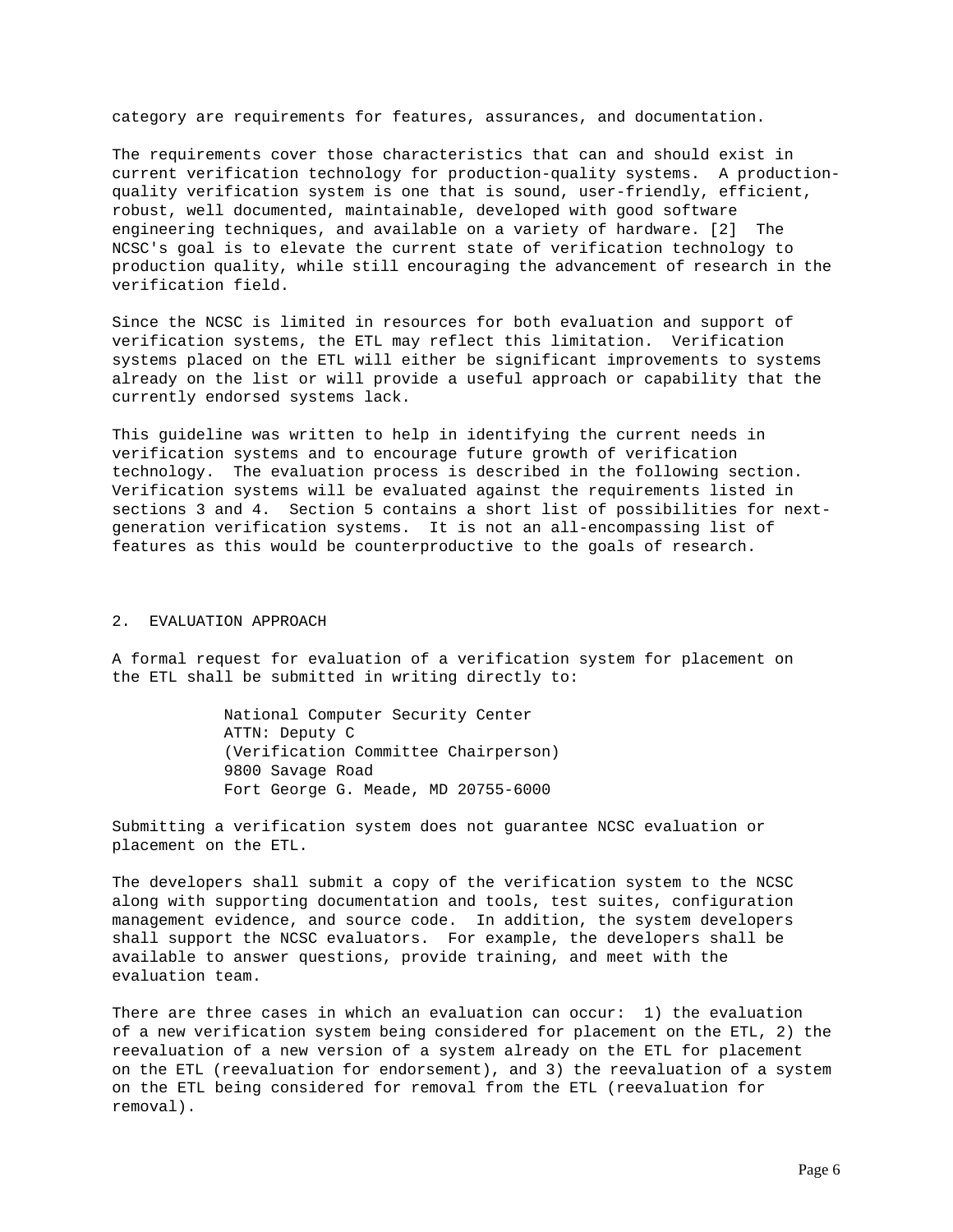category are requirements for features, assurances, and documentation.

The requirements cover those characteristics that can and should exist in current verification technology for production-quality systems. A production-quality verification system is one that is sound, user-friendly, efficient, robust, well documented, maintainable, developed with good software engineering techniques, and available on a variety of hardware. [2] The NCSC's goal is to elevate the current state of verification technology to production quality, while still encouraging the advancement of research in the verification field.

Since the NCSC is limited in resources for both evaluation and support of verification systems, the ETL may reflect this limitation. Verification systems placed on the ETL will either be significant improvements to systems already on the list or will provide a useful approach or capability that the currently endorsed systems lack.

This guideline was written to help in identifying the current needs in verification systems and to encourage future growth of verification technology. The evaluation process is described in the following section. Verification systems will be evaluated against the requirements listed in sections 3 and 4. Section 5 contains a short list of possibilities for next-generation verification systems. It is not an all-encompassing list of features as this would be counterproductive to the goals of research.

## 2. EVALUATION APPROACH

A formal request for evaluation of a verification system for placement on the ETL shall be submitted in writing directly to:

National Computer Security Center  
ATTN: Deputy C  
(Verification Committee Chairperson)  
9800 Savage Road  
Fort George G. Meade, MD 20755-6000

Submitting a verification system does not guarantee NCSC evaluation or placement on the ETL.

The developers shall submit a copy of the verification system to the NCSC along with supporting documentation and tools, test suites, configuration management evidence, and source code. In addition, the system developers shall support the NCSC evaluators. For example, the developers shall be available to answer questions, provide training, and meet with the evaluation team.

There are three cases in which an evaluation can occur: 1) the evaluation of a new verification system being considered for placement on the ETL, 2) the reevaluation of a new version of a system already on the ETL for placement on the ETL (reevaluation for endorsement), and 3) the reevaluation of a system on the ETL being considered for removal from the ETL (reevaluation for removal).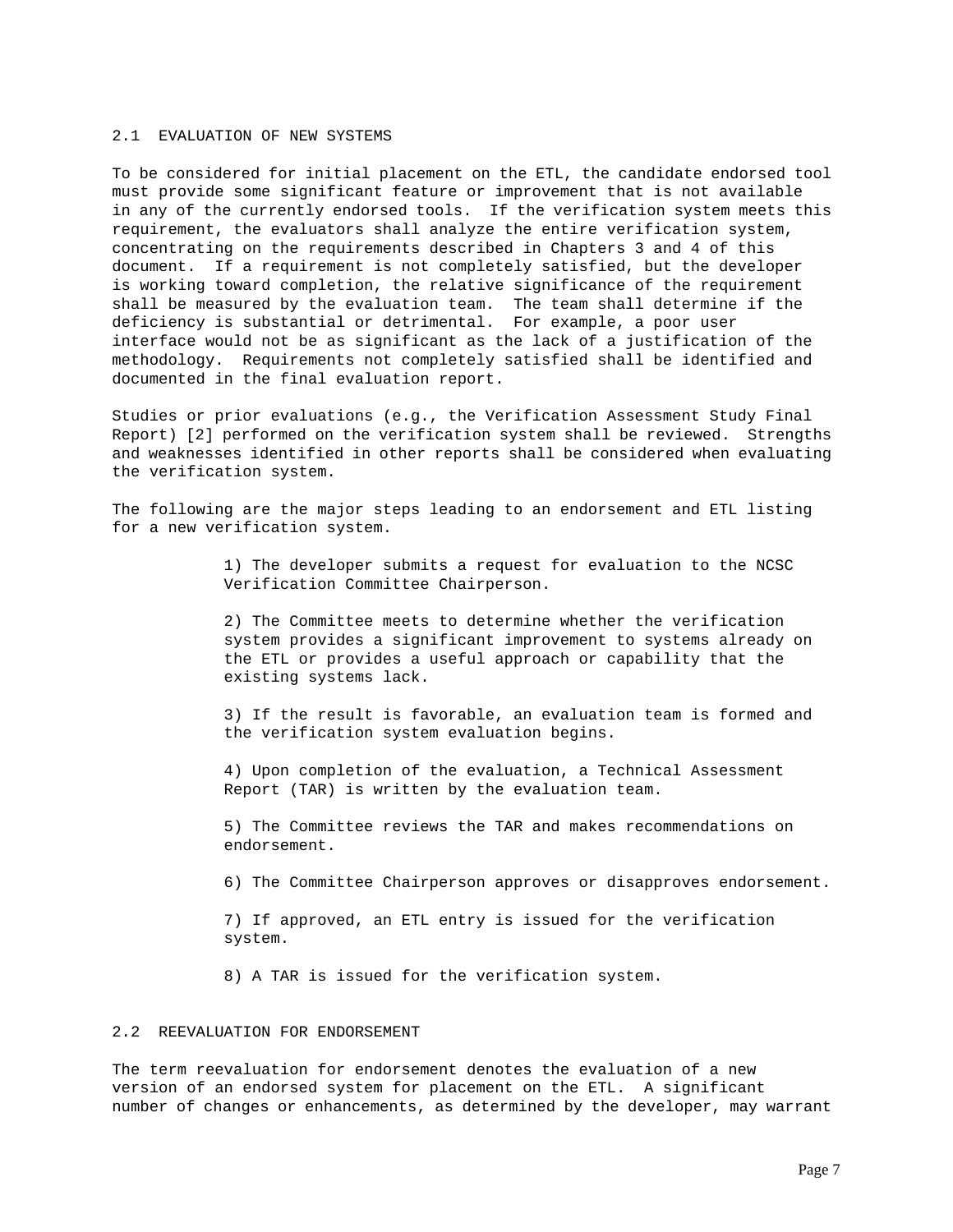## 2.1 EVALUATION OF NEW SYSTEMS

To be considered for initial placement on the ETL, the candidate endorsed tool must provide some significant feature or improvement that is not available in any of the currently endorsed tools. If the verification system meets this requirement, the evaluators shall analyze the entire verification system, concentrating on the requirements described in Chapters 3 and 4 of this document. If a requirement is not completely satisfied, but the developer is working toward completion, the relative significance of the requirement shall be measured by the evaluation team. The team shall determine if the deficiency is substantial or detrimental. For example, a poor user interface would not be as significant as the lack of a justification of the methodology. Requirements not completely satisfied shall be identified and documented in the final evaluation report.

Studies or prior evaluations (e.g., the Verification Assessment Study Final Report) [2] performed on the verification system shall be reviewed. Strengths and weaknesses identified in other reports shall be considered when evaluating the verification system.

The following are the major steps leading to an endorsement and ETL listing for a new verification system.

1) The developer submits a request for evaluation to the NCSC Verification Committee Chairperson.

2) The Committee meets to determine whether the verification system provides a significant improvement to systems already on the ETL or provides a useful approach or capability that the existing systems lack.

3) If the result is favorable, an evaluation team is formed and the verification system evaluation begins.

4) Upon completion of the evaluation, a Technical Assessment Report (TAR) is written by the evaluation team.

5) The Committee reviews the TAR and makes recommendations on endorsement.

6) The Committee Chairperson approves or disapproves endorsement.

7) If approved, an ETL entry is issued for the verification system.

8) A TAR is issued for the verification system.

## 2.2 REEVALUATION FOR ENDORSEMENT

The term reevaluation for endorsement denotes the evaluation of a new version of an endorsed system for placement on the ETL. A significant number of changes or enhancements, as determined by the developer, may warrant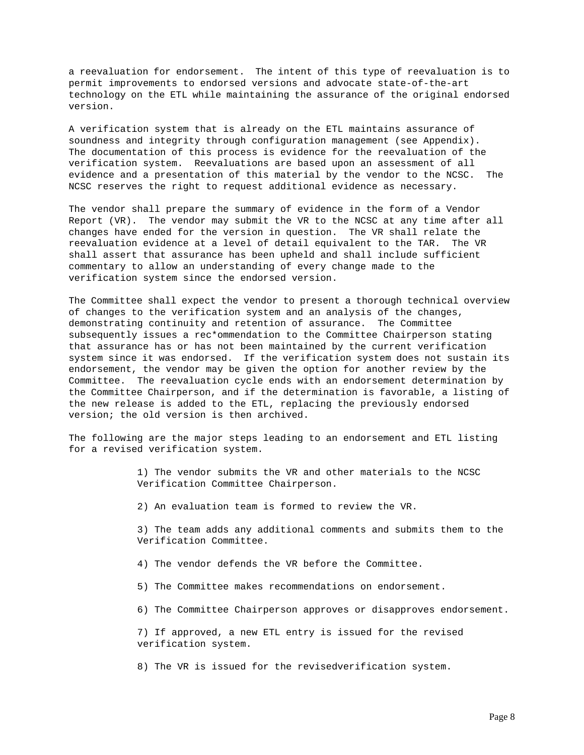a reevaluation for endorsement. The intent of this type of reevaluation is to permit improvements to endorsed versions and advocate state-of-the-art technology on the ETL while maintaining the assurance of the original endorsed version.

A verification system that is already on the ETL maintains assurance of soundness and integrity through configuration management (see Appendix). The documentation of this process is evidence for the reevaluation of the verification system. Reevaluations are based upon an assessment of all evidence and a presentation of this material by the vendor to the NCSC. The NCSC reserves the right to request additional evidence as necessary.

The vendor shall prepare the summary of evidence in the form of a Vendor Report (VR). The vendor may submit the VR to the NCSC at any time after all changes have ended for the version in question. The VR shall relate the reevaluation evidence at a level of detail equivalent to the TAR. The VR shall assert that assurance has been upheld and shall include sufficient commentary to allow an understanding of every change made to the verification system since the endorsed version.

The Committee shall expect the vendor to present a thorough technical overview of changes to the verification system and an analysis of the changes, demonstrating continuity and retention of assurance. The Committee subsequently issues a rec*ommendation to the Committee Chairperson stating that assurance has or has not been maintained by the current verification system since it was endorsed. If the verification system does not sustain its endorsement, the vendor may be given the option for another review by the Committee. The reevaluation cycle ends with an endorsement determination by the Committee Chairperson, and if the determination is favorable, a listing of the new release is added to the ETL, replacing the previously endorsed version; the old version is then archived.

The following are the major steps leading to an endorsement and ETL listing for a revised verification system.

1) The vendor submits the VR and other materials to the NCSC Verification Committee Chairperson.

2) An evaluation team is formed to review the VR.

3) The team adds any additional comments and submits them to the Verification Committee.

4) The vendor defends the VR before the Committee.

5) The Committee makes recommendations on endorsement.

6) The Committee Chairperson approves or disapproves endorsement.

7) If approved, a new ETL entry is issued for the revised verification system.

8) The VR is issued for the revisedverification system.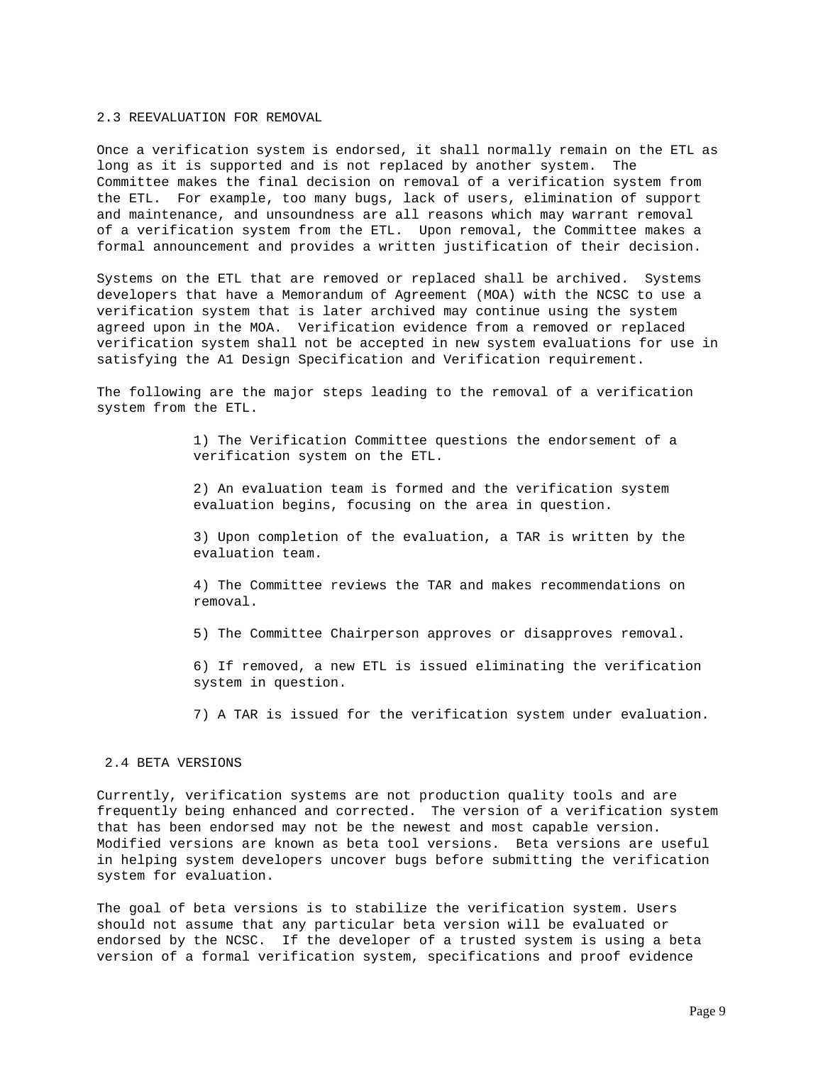## 2.3 REEVALUATION FOR REMOVAL

Once a verification system is endorsed, it shall normally remain on the ETL as long as it is supported and is not replaced by another system. The Committee makes the final decision on removal of a verification system from the ETL. For example, too many bugs, lack of users, elimination of support and maintenance, and unsoundness are all reasons which may warrant removal of a verification system from the ETL. Upon removal, the Committee makes a formal announcement and provides a written justification of their decision.

Systems on the ETL that are removed or replaced shall be archived. Systems developers that have a Memorandum of Agreement (MOA) with the NCSC to use a verification system that is later archived may continue using the system agreed upon in the MOA. Verification evidence from a removed or replaced verification system shall not be accepted in new system evaluations for use in satisfying the A1 Design Specification and Verification requirement.

The following are the major steps leading to the removal of a verification system from the ETL.

1) The Verification Committee questions the endorsement of a verification system on the ETL.

2) An evaluation team is formed and the verification system evaluation begins, focusing on the area in question.

3) Upon completion of the evaluation, a TAR is written by the evaluation team.

4) The Committee reviews the TAR and makes recommendations on removal.

5) The Committee Chairperson approves or disapproves removal.

6) If removed, a new ETL is issued eliminating the verification system in question.

7) A TAR is issued for the verification system under evaluation.

## 2.4 BETA VERSIONS

Currently, verification systems are not production quality tools and are frequently being enhanced and corrected. The version of a verification system that has been endorsed may not be the newest and most capable version. Modified versions are known as beta tool versions. Beta versions are useful in helping system developers uncover bugs before submitting the verification system for evaluation.

The goal of beta versions is to stabilize the verification system. Users should not assume that any particular beta version will be evaluated or endorsed by the NCSC. If the developer of a trusted system is using a beta version of a formal verification system, specifications and proof evidence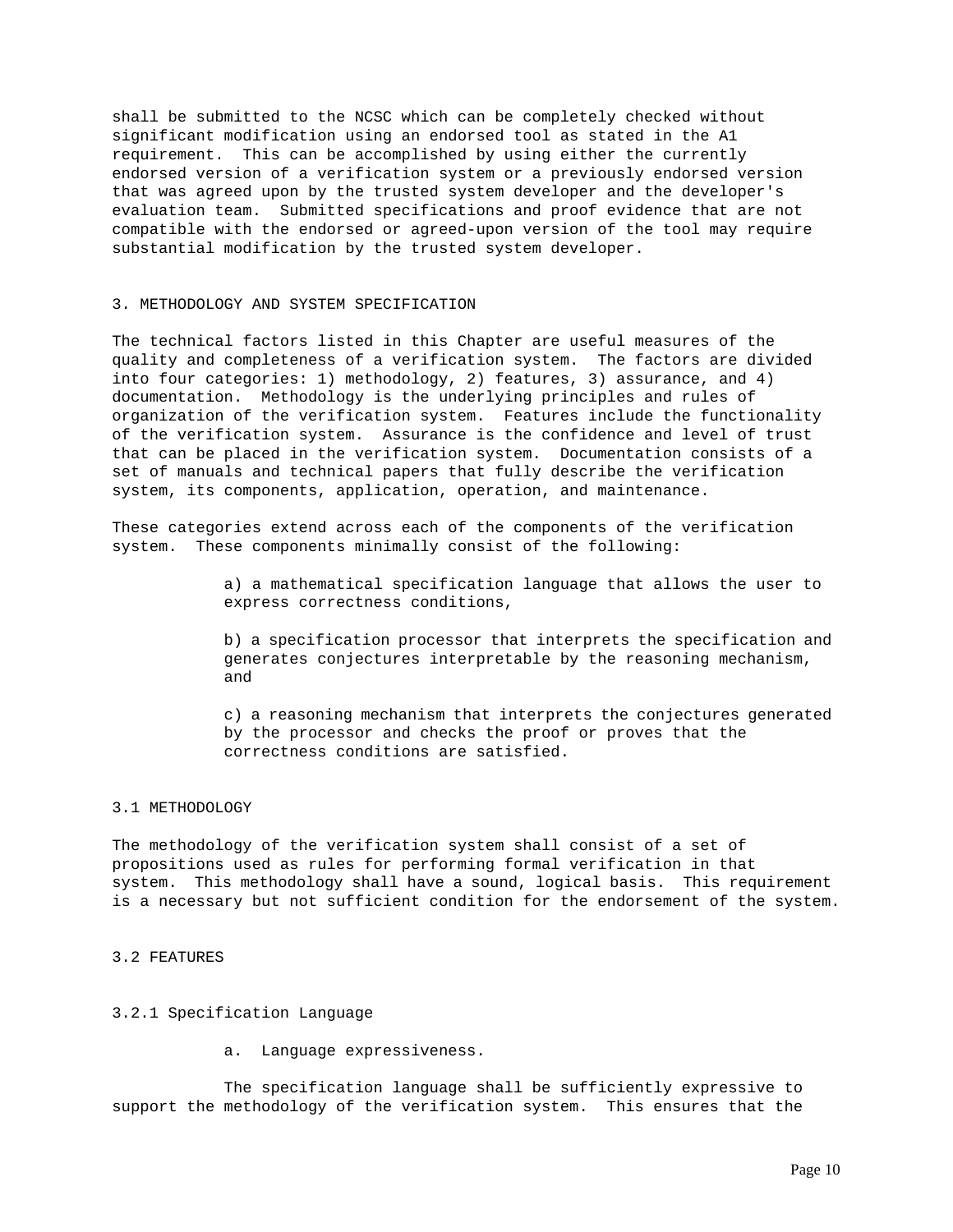shall be submitted to the NCSC which can be completely checked without significant modification using an endorsed tool as stated in the A1 requirement. This can be accomplished by using either the currently endorsed version of a verification system or a previously endorsed version that was agreed upon by the trusted system developer and the developer's evaluation team. Submitted specifications and proof evidence that are not compatible with the endorsed or agreed-upon version of the tool may require substantial modification by the trusted system developer.

## 3. METHODOLOGY AND SYSTEM SPECIFICATION

The technical factors listed in this Chapter are useful measures of the quality and completeness of a verification system. The factors are divided into four categories: 1) methodology, 2) features, 3) assurance, and 4) documentation. Methodology is the underlying principles and rules of organization of the verification system. Features include the functionality of the verification system. Assurance is the confidence and level of trust that can be placed in the verification system. Documentation consists of a set of manuals and technical papers that fully describe the verification system, its components, application, operation, and maintenance.

These categories extend across each of the components of the verification system. These components minimally consist of the following:

a) a mathematical specification language that allows the user to express correctness conditions,

b) a specification processor that interprets the specification and generates conjectures interpretable by the reasoning mechanism, and

c) a reasoning mechanism that interprets the conjectures generated by the processor and checks the proof or proves that the correctness conditions are satisfied.

### 3.1 METHODOLOGY

The methodology of the verification system shall consist of a set of propositions used as rules for performing formal verification in that system. This methodology shall have a sound, logical basis. This requirement is a necessary but not sufficient condition for the endorsement of the system.

### 3.2 FEATURES

#### 3.2.1 Specification Language

a. Language expressiveness.

The specification language shall be sufficiently expressive to support the methodology of the verification system. This ensures that the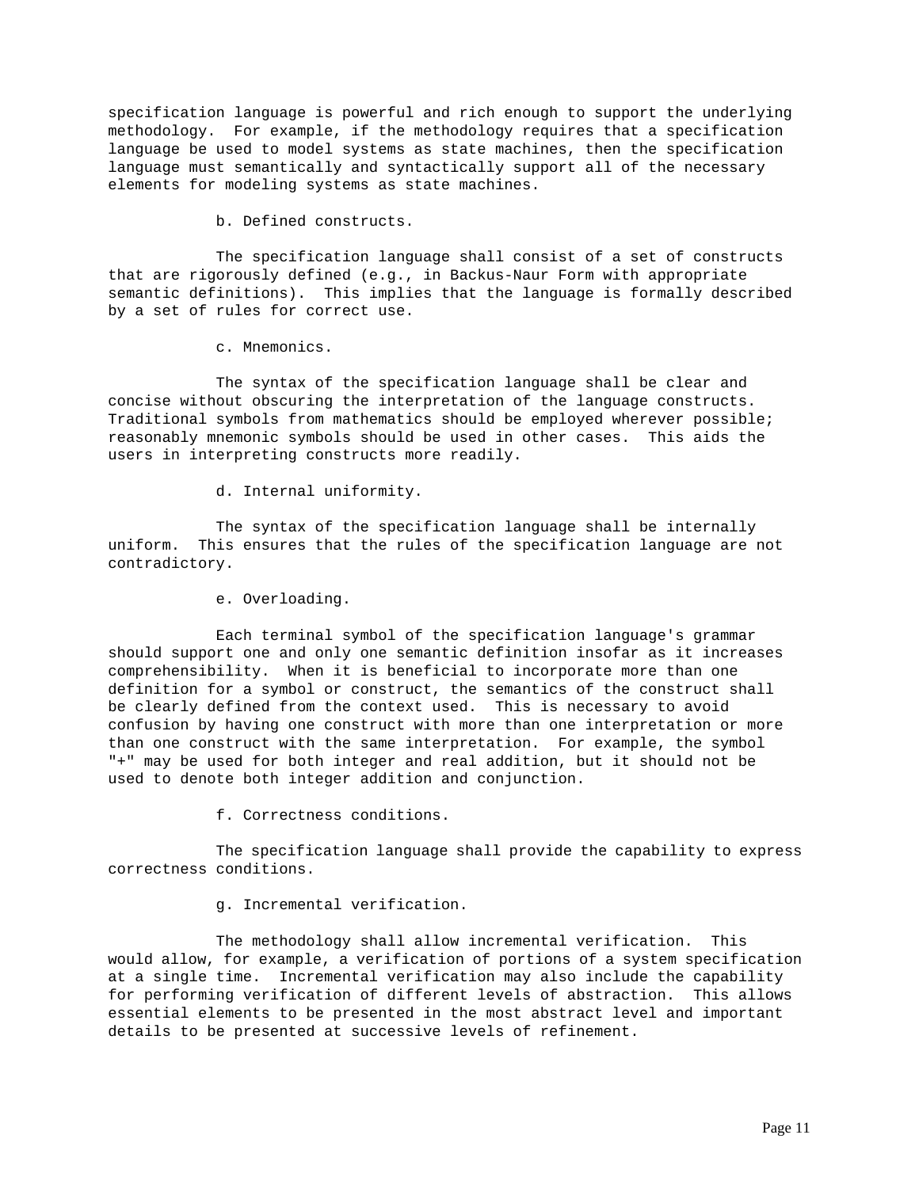specification language is powerful and rich enough to support the underlying methodology. For example, if the methodology requires that a specification language be used to model systems as state machines, then the specification language must semantically and syntactically support all of the necessary elements for modeling systems as state machines.

b. Defined constructs.

The specification language shall consist of a set of constructs that are rigorously defined (e.g., in Backus-Naur Form with appropriate semantic definitions). This implies that the language is formally described by a set of rules for correct use.

c. Mnemonics.

The syntax of the specification language shall be clear and concise without obscuring the interpretation of the language constructs. Traditional symbols from mathematics should be employed wherever possible; reasonably mnemonic symbols should be used in other cases. This aids the users in interpreting constructs more readily.

d. Internal uniformity.

The syntax of the specification language shall be internally uniform. This ensures that the rules of the specification language are not contradictory.

e. Overloading.

Each terminal symbol of the specification language's grammar should support one and only one semantic definition insofar as it increases comprehensibility. When it is beneficial to incorporate more than one definition for a symbol or construct, the semantics of the construct shall be clearly defined from the context used. This is necessary to avoid confusion by having one construct with more than one interpretation or more than one construct with the same interpretation. For example, the symbol "+" may be used for both integer and real addition, but it should not be used to denote both integer addition and conjunction.

f. Correctness conditions.

The specification language shall provide the capability to express correctness conditions.

g. Incremental verification.

The methodology shall allow incremental verification. This would allow, for example, a verification of portions of a system specification at a single time. Incremental verification may also include the capability for performing verification of different levels of abstraction. This allows essential elements to be presented in the most abstract level and important details to be presented at successive levels of refinement.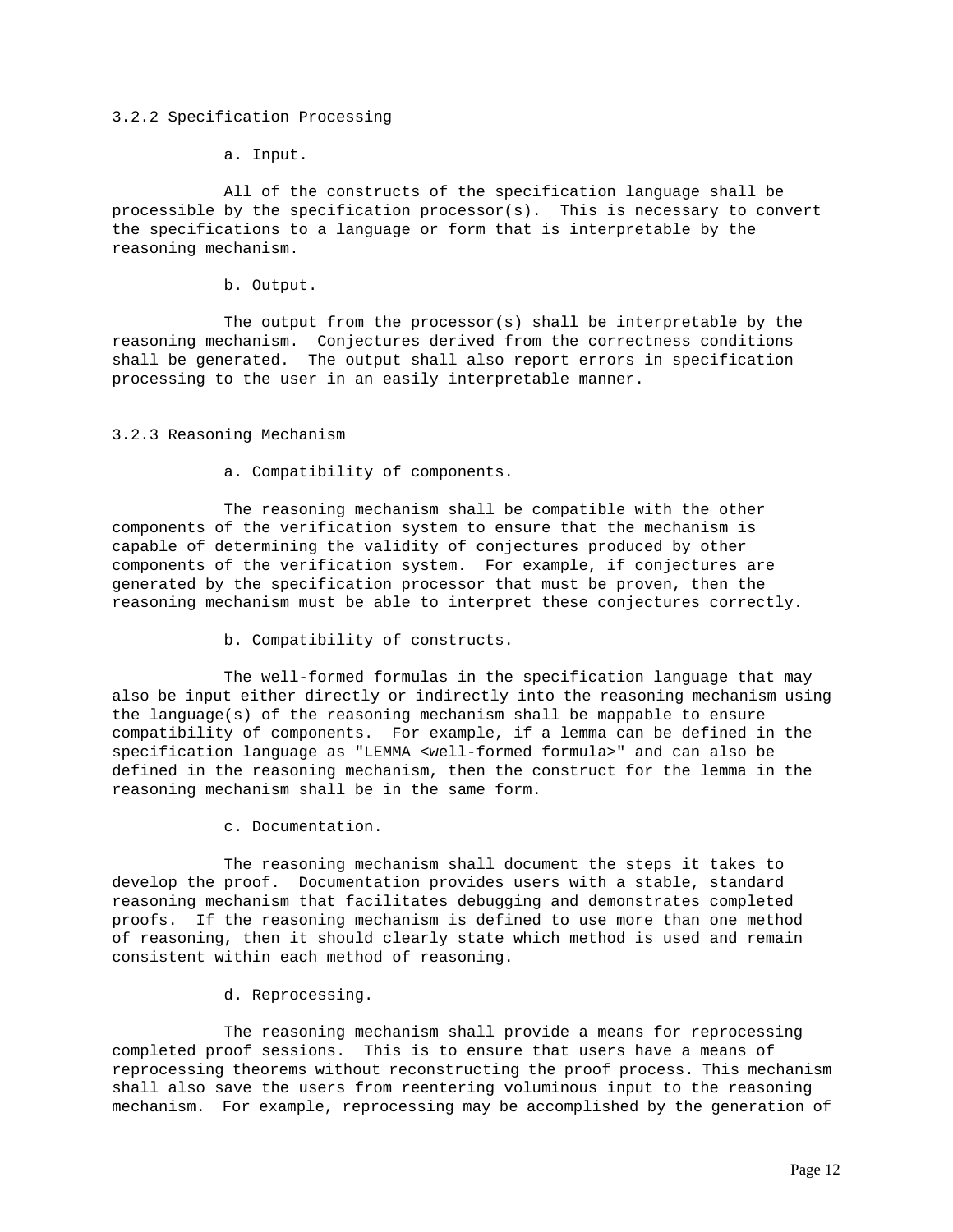### 3.2.2 Specification Processing

a. Input.

All of the constructs of the specification language shall be processible by the specification processor(s). This is necessary to convert the specifications to a language or form that is interpretable by the reasoning mechanism.

b. Output.

The output from the processor(s) shall be interpretable by the reasoning mechanism. Conjectures derived from the correctness conditions shall be generated. The output shall also report errors in specification processing to the user in an easily interpretable manner.

### 3.2.3 Reasoning Mechanism

a. Compatibility of components.

The reasoning mechanism shall be compatible with the other components of the verification system to ensure that the mechanism is capable of determining the validity of conjectures produced by other components of the verification system. For example, if conjectures are generated by the specification processor that must be proven, then the reasoning mechanism must be able to interpret these conjectures correctly.

b. Compatibility of constructs.

The well-formed formulas in the specification language that may also be input either directly or indirectly into the reasoning mechanism using the language(s) of the reasoning mechanism shall be mappable to ensure compatibility of components. For example, if a lemma can be defined in the specification language as "LEMMA <well-formed formula>" and can also be defined in the reasoning mechanism, then the construct for the lemma in the reasoning mechanism shall be in the same form.

c. Documentation.

The reasoning mechanism shall document the steps it takes to develop the proof. Documentation provides users with a stable, standard reasoning mechanism that facilitates debugging and demonstrates completed proofs. If the reasoning mechanism is defined to use more than one method of reasoning, then it should clearly state which method is used and remain consistent within each method of reasoning.

d. Reprocessing.

The reasoning mechanism shall provide a means for reprocessing completed proof sessions. This is to ensure that users have a means of reprocessing theorems without reconstructing the proof process. This mechanism shall also save the users from reentering voluminous input to the reasoning mechanism. For example, reprocessing may be accomplished by the generation of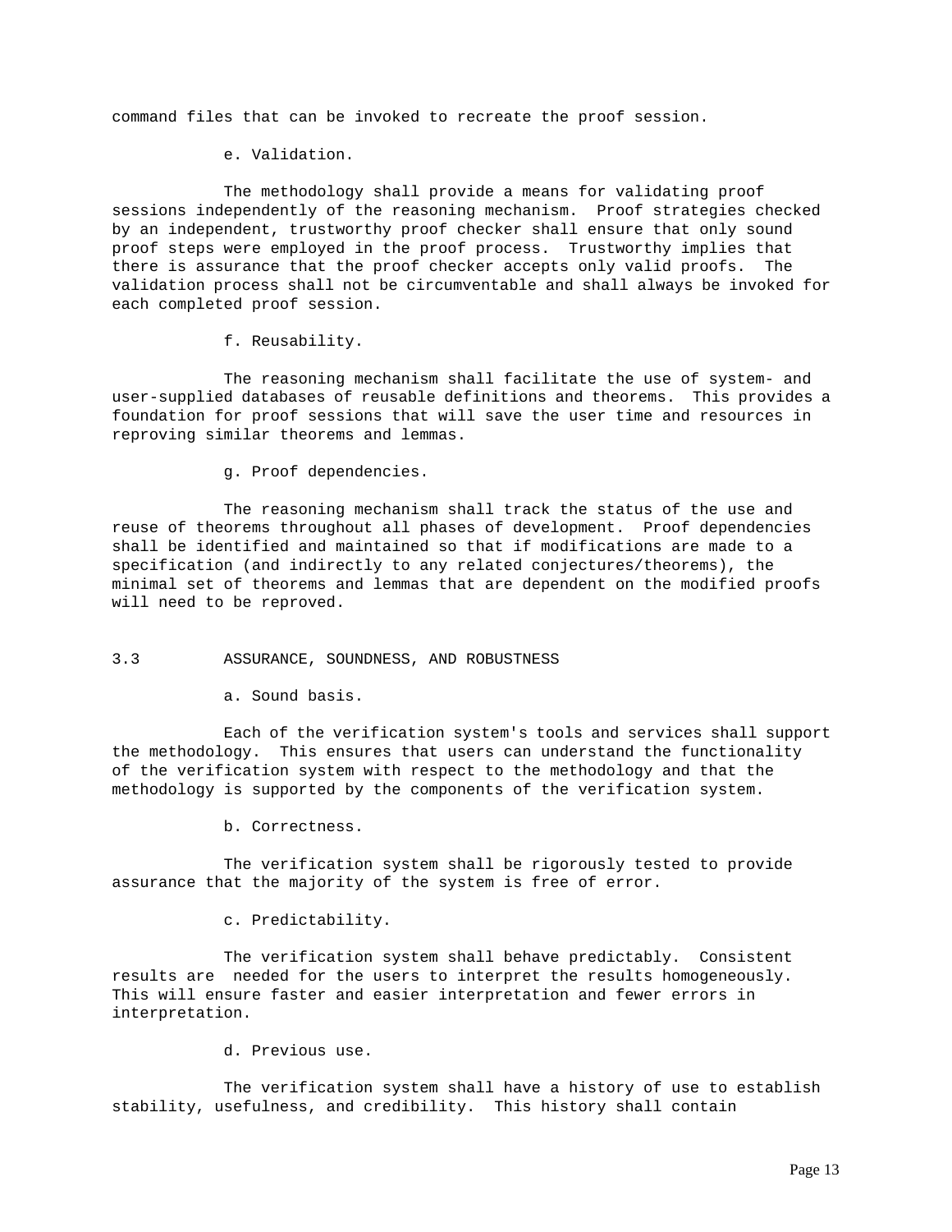command files that can be invoked to recreate the proof session.

e. Validation.

The methodology shall provide a means for validating proof sessions independently of the reasoning mechanism. Proof strategies checked by an independent, trustworthy proof checker shall ensure that only sound proof steps were employed in the proof process. Trustworthy implies that there is assurance that the proof checker accepts only valid proofs. The validation process shall not be circumventable and shall always be invoked for each completed proof session.

f. Reusability.

The reasoning mechanism shall facilitate the use of system- and user-supplied databases of reusable definitions and theorems. This provides a foundation for proof sessions that will save the user time and resources in reproving similar theorems and lemmas.

g. Proof dependencies.

The reasoning mechanism shall track the status of the use and reuse of theorems throughout all phases of development. Proof dependencies shall be identified and maintained so that if modifications are made to a specification (and indirectly to any related conjectures/theorems), the minimal set of theorems and lemmas that are dependent on the modified proofs will need to be reproved.

## 3.3 ASSURANCE, SOUNDNESS, AND ROBUSTNESS

a. Sound basis.

Each of the verification system's tools and services shall support the methodology. This ensures that users can understand the functionality of the verification system with respect to the methodology and that the methodology is supported by the components of the verification system.

b. Correctness.

The verification system shall be rigorously tested to provide assurance that the majority of the system is free of error.

c. Predictability.

The verification system shall behave predictably. Consistent results are needed for the users to interpret the results homogeneously. This will ensure faster and easier interpretation and fewer errors in interpretation.

d. Previous use.

The verification system shall have a history of use to establish stability, usefulness, and credibility. This history shall contain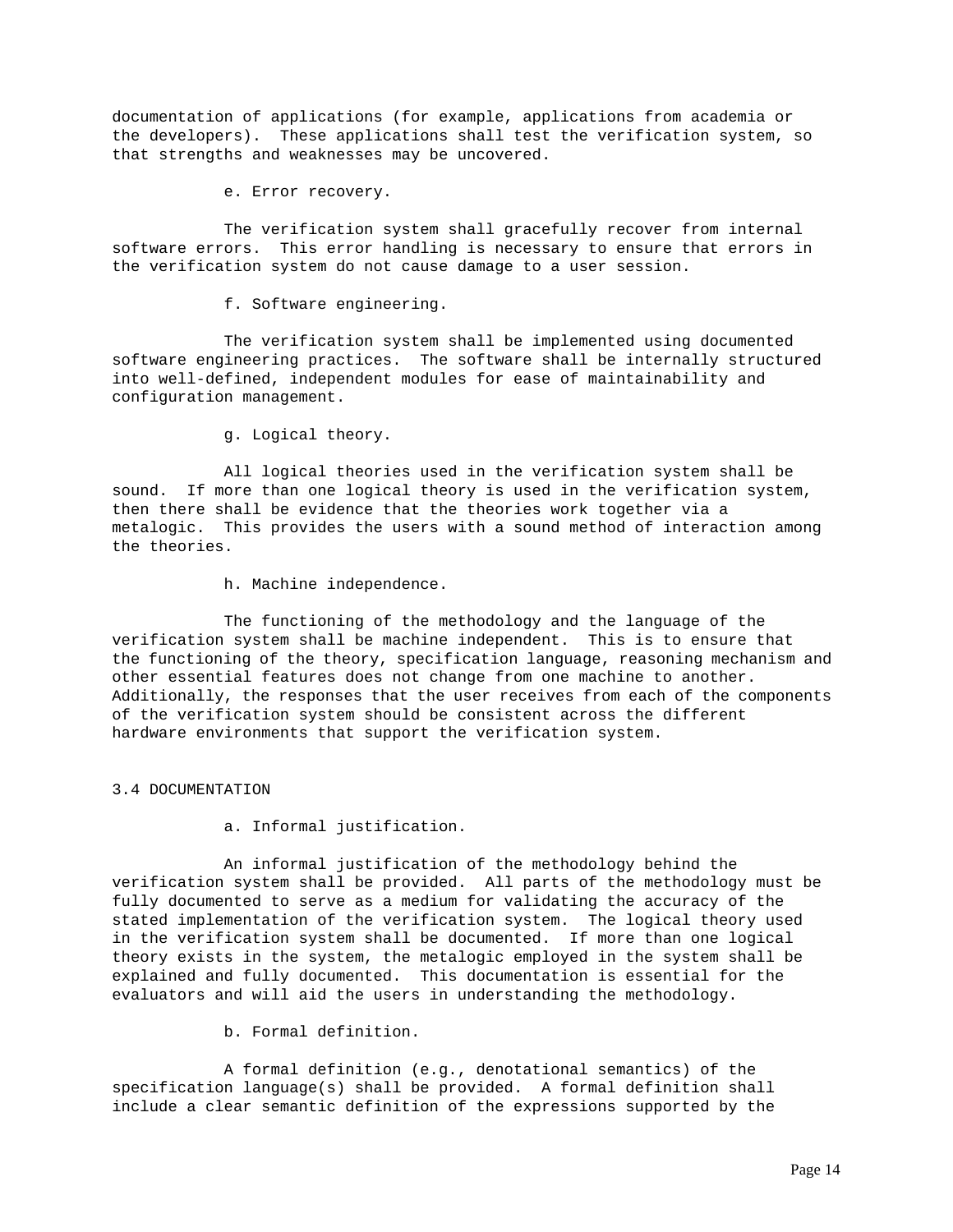documentation of applications (for example, applications from academia or the developers). These applications shall test the verification system, so that strengths and weaknesses may be uncovered.

e. Error recovery.

The verification system shall gracefully recover from internal software errors. This error handling is necessary to ensure that errors in the verification system do not cause damage to a user session.

f. Software engineering.

The verification system shall be implemented using documented software engineering practices. The software shall be internally structured into well-defined, independent modules for ease of maintainability and configuration management.

g. Logical theory.

All logical theories used in the verification system shall be sound. If more than one logical theory is used in the verification system, then there shall be evidence that the theories work together via a metalogic. This provides the users with a sound method of interaction among the theories.

h. Machine independence.

The functioning of the methodology and the language of the verification system shall be machine independent. This is to ensure that the functioning of the theory, specification language, reasoning mechanism and other essential features does not change from one machine to another. Additionally, the responses that the user receives from each of the components of the verification system should be consistent across the different hardware environments that support the verification system.

## 3.4 DOCUMENTATION

a. Informal justification.

An informal justification of the methodology behind the verification system shall be provided. All parts of the methodology must be fully documented to serve as a medium for validating the accuracy of the stated implementation of the verification system. The logical theory used in the verification system shall be documented. If more than one logical theory exists in the system, the metalogic employed in the system shall be explained and fully documented. This documentation is essential for the evaluators and will aid the users in understanding the methodology.

b. Formal definition.

A formal definition (e.g., denotational semantics) of the specification language(s) shall be provided. A formal definition shall include a clear semantic definition of the expressions supported by the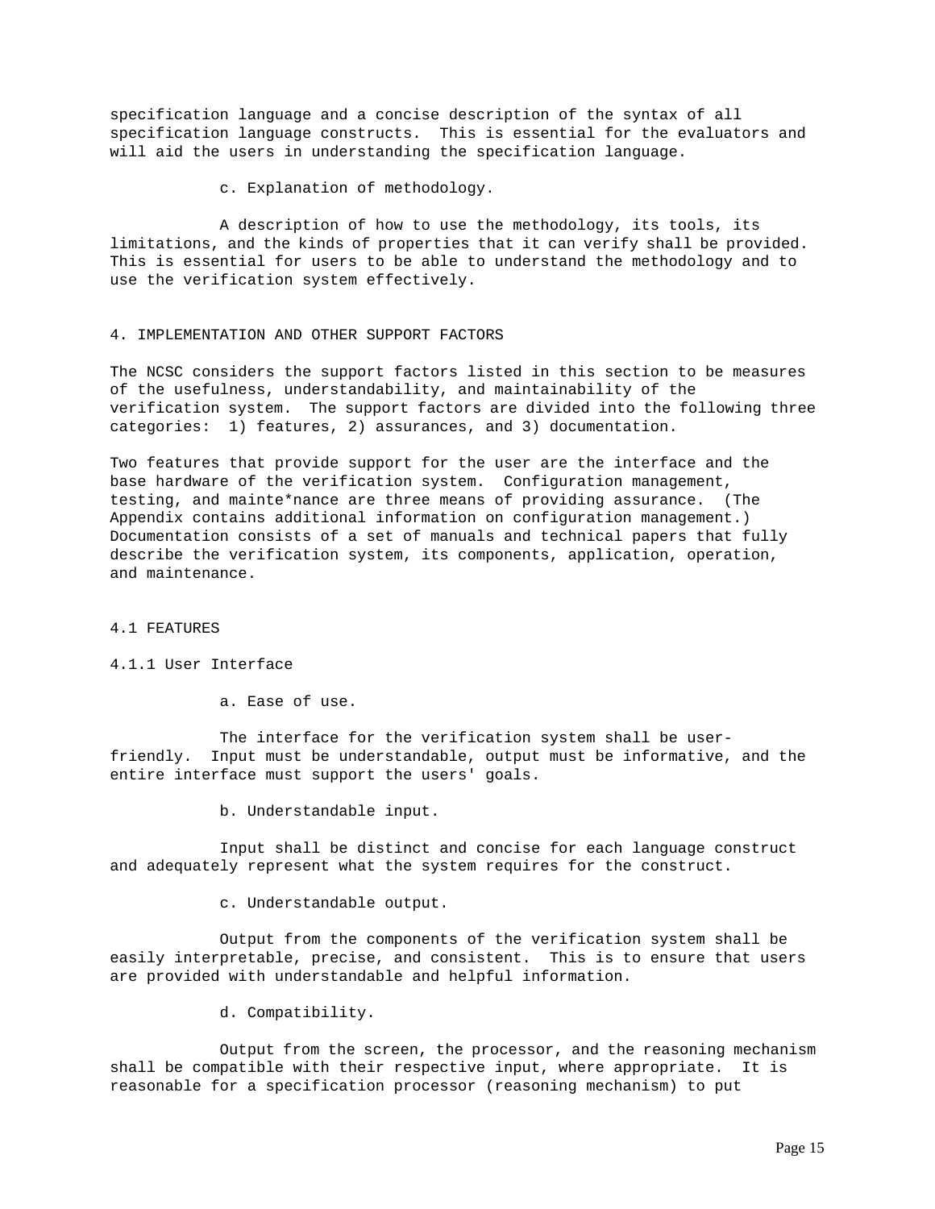specification language and a concise description of the syntax of all specification language constructs. This is essential for the evaluators and will aid the users in understanding the specification language.

c. Explanation of methodology.

A description of how to use the methodology, its tools, its limitations, and the kinds of properties that it can verify shall be provided. This is essential for users to be able to understand the methodology and to use the verification system effectively.

## 4. IMPLEMENTATION AND OTHER SUPPORT FACTORS

The NCSC considers the support factors listed in this section to be measures of the usefulness, understandability, and maintainability of the verification system. The support factors are divided into the following three categories: 1) features, 2) assurances, and 3) documentation.

Two features that provide support for the user are the interface and the base hardware of the verification system. Configuration management, testing, and mainte*nance are three means of providing assurance. (The Appendix contains additional information on configuration management.) Documentation consists of a set of manuals and technical papers that fully describe the verification system, its components, application, operation, and maintenance.

### 4.1 FEATURES

#### 4.1.1 User Interface

a. Ease of use.

The interface for the verification system shall be user-friendly. Input must be understandable, output must be informative, and the entire interface must support the users' goals.

b. Understandable input.

Input shall be distinct and concise for each language construct and adequately represent what the system requires for the construct.

c. Understandable output.

Output from the components of the verification system shall be easily interpretable, precise, and consistent. This is to ensure that users are provided with understandable and helpful information.

d. Compatibility.

Output from the screen, the processor, and the reasoning mechanism shall be compatible with their respective input, where appropriate. It is reasonable for a specification processor (reasoning mechanism) to put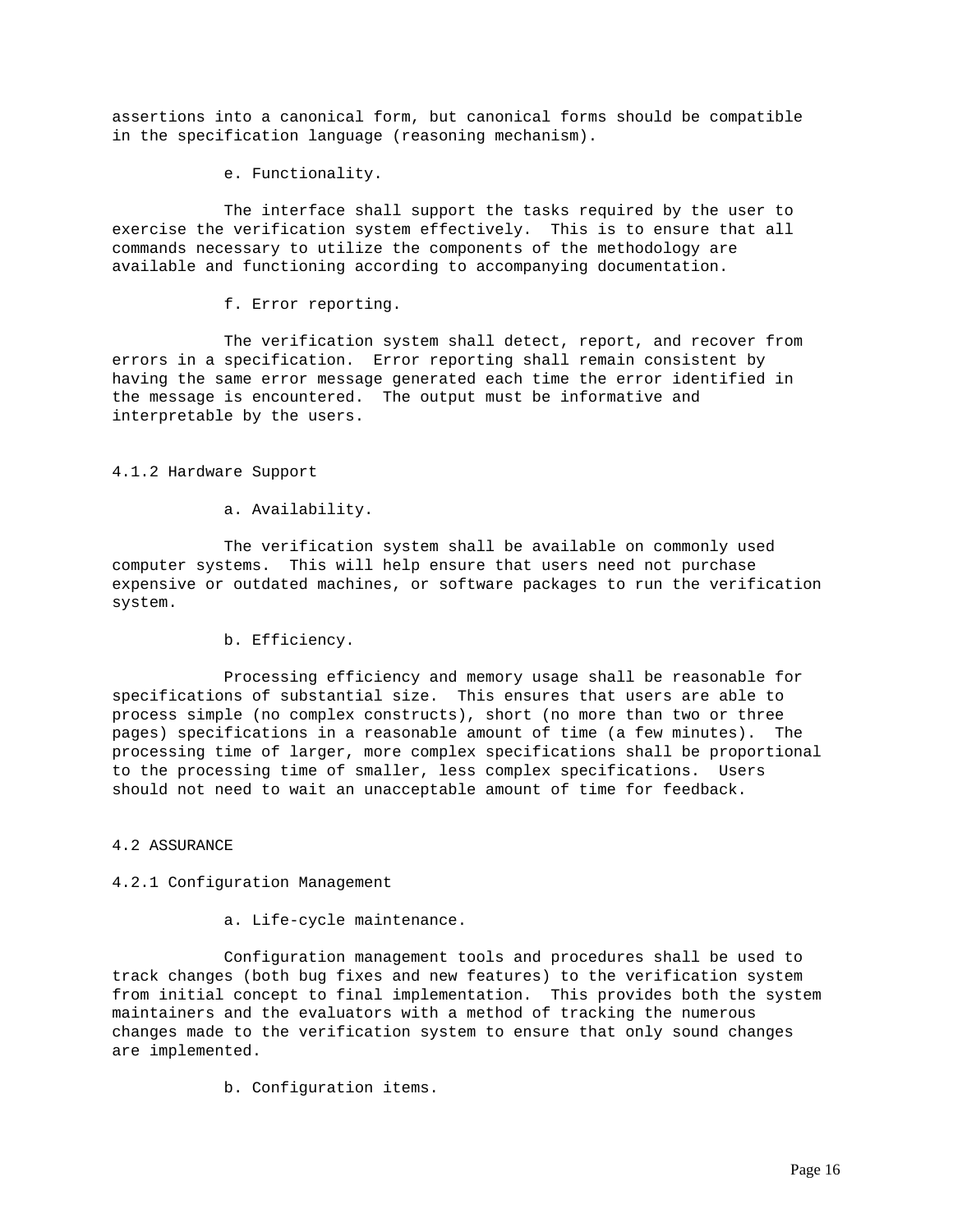assertions into a canonical form, but canonical forms should be compatible in the specification language (reasoning mechanism).

e. Functionality.

The interface shall support the tasks required by the user to exercise the verification system effectively. This is to ensure that all commands necessary to utilize the components of the methodology are available and functioning according to accompanying documentation.

f. Error reporting.

The verification system shall detect, report, and recover from errors in a specification. Error reporting shall remain consistent by having the same error message generated each time the error identified in the message is encountered. The output must be informative and interpretable by the users.

### 4.1.2 Hardware Support

a. Availability.

The verification system shall be available on commonly used computer systems. This will help ensure that users need not purchase expensive or outdated machines, or software packages to run the verification system.

b. Efficiency.

Processing efficiency and memory usage shall be reasonable for specifications of substantial size. This ensures that users are able to process simple (no complex constructs), short (no more than two or three pages) specifications in a reasonable amount of time (a few minutes). The processing time of larger, more complex specifications shall be proportional to the processing time of smaller, less complex specifications. Users should not need to wait an unacceptable amount of time for feedback.

## 4.2 ASSURANCE

### 4.2.1 Configuration Management

a. Life-cycle maintenance.

Configuration management tools and procedures shall be used to track changes (both bug fixes and new features) to the verification system from initial concept to final implementation. This provides both the system maintainers and the evaluators with a method of tracking the numerous changes made to the verification system to ensure that only sound changes are implemented.

b. Configuration items.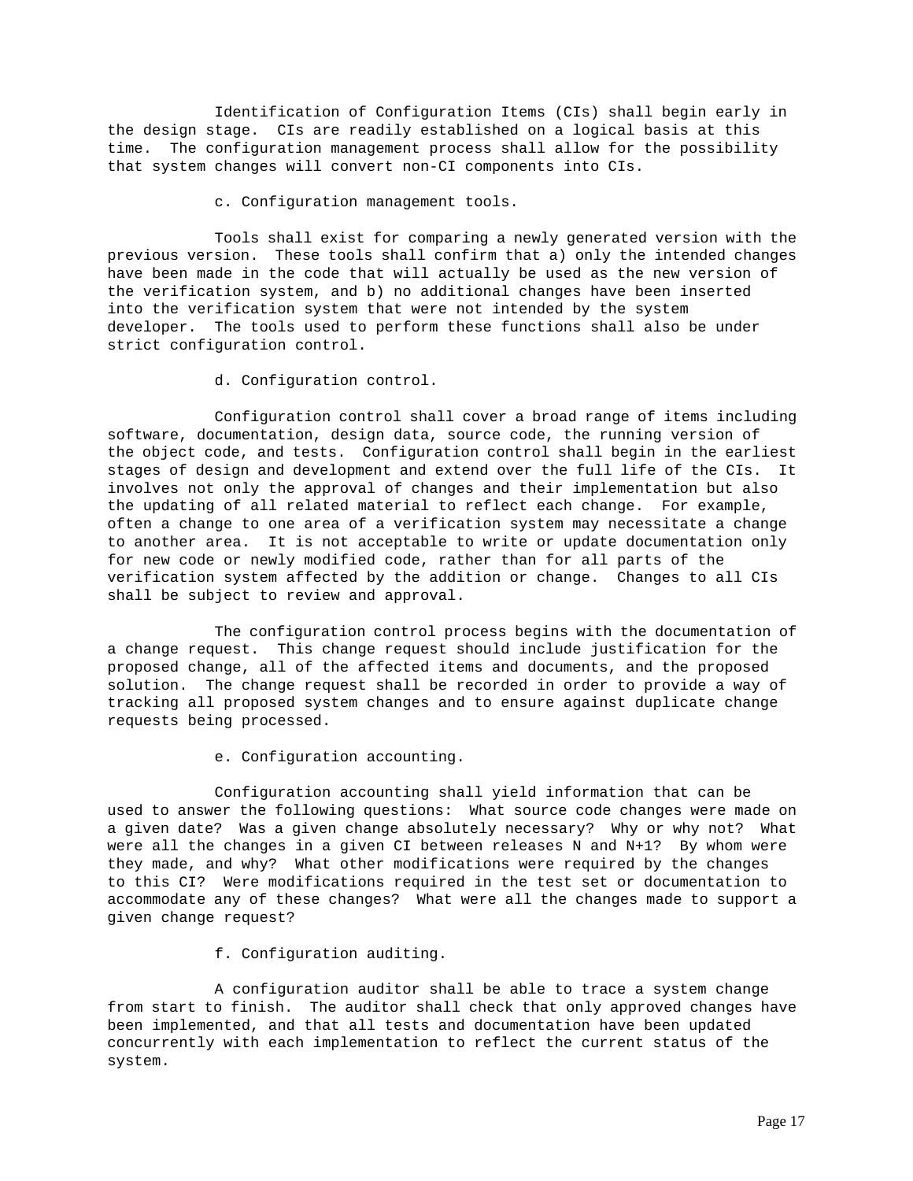Identification of Configuration Items (CIs) shall begin early in the design stage. CIs are readily established on a logical basis at this time. The configuration management process shall allow for the possibility that system changes will convert non-CI components into CIs.

c. Configuration management tools.

Tools shall exist for comparing a newly generated version with the previous version. These tools shall confirm that a) only the intended changes have been made in the code that will actually be used as the new version of the verification system, and b) no additional changes have been inserted into the verification system that were not intended by the system developer. The tools used to perform these functions shall also be under strict configuration control.

d. Configuration control.

Configuration control shall cover a broad range of items including software, documentation, design data, source code, the running version of the object code, and tests. Configuration control shall begin in the earliest stages of design and development and extend over the full life of the CIs. It involves not only the approval of changes and their implementation but also the updating of all related material to reflect each change. For example, often a change to one area of a verification system may necessitate a change to another area. It is not acceptable to write or update documentation only for new code or newly modified code, rather than for all parts of the verification system affected by the addition or change. Changes to all CIs shall be subject to review and approval.

The configuration control process begins with the documentation of a change request. This change request should include justification for the proposed change, all of the affected items and documents, and the proposed solution. The change request shall be recorded in order to provide a way of tracking all proposed system changes and to ensure against duplicate change requests being processed.

e. Configuration accounting.

Configuration accounting shall yield information that can be used to answer the following questions: What source code changes were made on a given date? Was a given change absolutely necessary? Why or why not? What were all the changes in a given CI between releases N and N+1? By whom were they made, and why? What other modifications were required by the changes to this CI? Were modifications required in the test set or documentation to accommodate any of these changes? What were all the changes made to support a given change request?

f. Configuration auditing.

A configuration auditor shall be able to trace a system change from start to finish. The auditor shall check that only approved changes have been implemented, and that all tests and documentation have been updated concurrently with each implementation to reflect the current status of the system.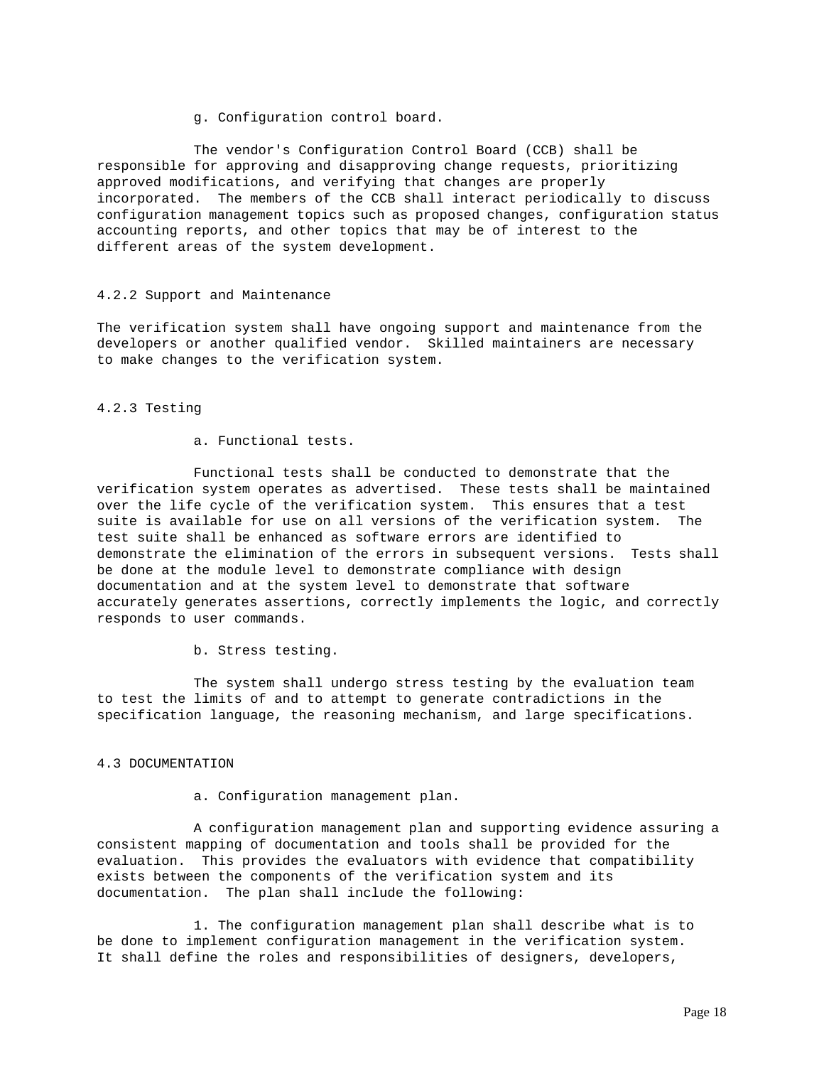g. Configuration control board.

The vendor's Configuration Control Board (CCB) shall be responsible for approving and disapproving change requests, prioritizing approved modifications, and verifying that changes are properly incorporated. The members of the CCB shall interact periodically to discuss configuration management topics such as proposed changes, configuration status accounting reports, and other topics that may be of interest to the different areas of the system development.

### 4.2.2 Support and Maintenance

The verification system shall have ongoing support and maintenance from the developers or another qualified vendor. Skilled maintainers are necessary to make changes to the verification system.

### 4.2.3 Testing

a. Functional tests.

Functional tests shall be conducted to demonstrate that the verification system operates as advertised. These tests shall be maintained over the life cycle of the verification system. This ensures that a test suite is available for use on all versions of the verification system. The test suite shall be enhanced as software errors are identified to demonstrate the elimination of the errors in subsequent versions. Tests shall be done at the module level to demonstrate compliance with design documentation and at the system level to demonstrate that software accurately generates assertions, correctly implements the logic, and correctly responds to user commands.

b. Stress testing.

The system shall undergo stress testing by the evaluation team to test the limits of and to attempt to generate contradictions in the specification language, the reasoning mechanism, and large specifications.

## 4.3 DOCUMENTATION

a. Configuration management plan.

A configuration management plan and supporting evidence assuring a consistent mapping of documentation and tools shall be provided for the evaluation. This provides the evaluators with evidence that compatibility exists between the components of the verification system and its documentation. The plan shall include the following:

1. The configuration management plan shall describe what is to be done to implement configuration management in the verification system. It shall define the roles and responsibilities of designers, developers,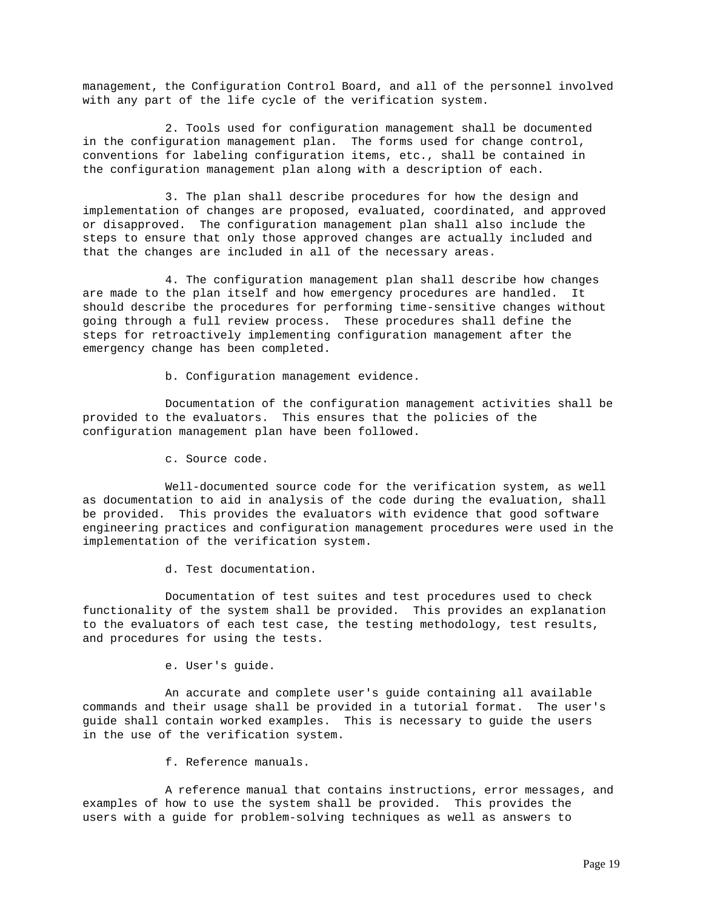management, the Configuration Control Board, and all of the personnel involved with any part of the life cycle of the verification system.

2. Tools used for configuration management shall be documented in the configuration management plan. The forms used for change control, conventions for labeling configuration items, etc., shall be contained in the configuration management plan along with a description of each.

3. The plan shall describe procedures for how the design and implementation of changes are proposed, evaluated, coordinated, and approved or disapproved. The configuration management plan shall also include the steps to ensure that only those approved changes are actually included and that the changes are included in all of the necessary areas.

4. The configuration management plan shall describe how changes are made to the plan itself and how emergency procedures are handled. It should describe the procedures for performing time-sensitive changes without going through a full review process. These procedures shall define the steps for retroactively implementing configuration management after the emergency change has been completed.

b. Configuration management evidence.

Documentation of the configuration management activities shall be provided to the evaluators. This ensures that the policies of the configuration management plan have been followed.

c. Source code.

Well-documented source code for the verification system, as well as documentation to aid in analysis of the code during the evaluation, shall be provided. This provides the evaluators with evidence that good software engineering practices and configuration management procedures were used in the implementation of the verification system.

d. Test documentation.

Documentation of test suites and test procedures used to check functionality of the system shall be provided. This provides an explanation to the evaluators of each test case, the testing methodology, test results, and procedures for using the tests.

e. User's guide.

An accurate and complete user's guide containing all available commands and their usage shall be provided in a tutorial format. The user's guide shall contain worked examples. This is necessary to guide the users in the use of the verification system.

f. Reference manuals.

A reference manual that contains instructions, error messages, and examples of how to use the system shall be provided. This provides the users with a guide for problem-solving techniques as well as answers to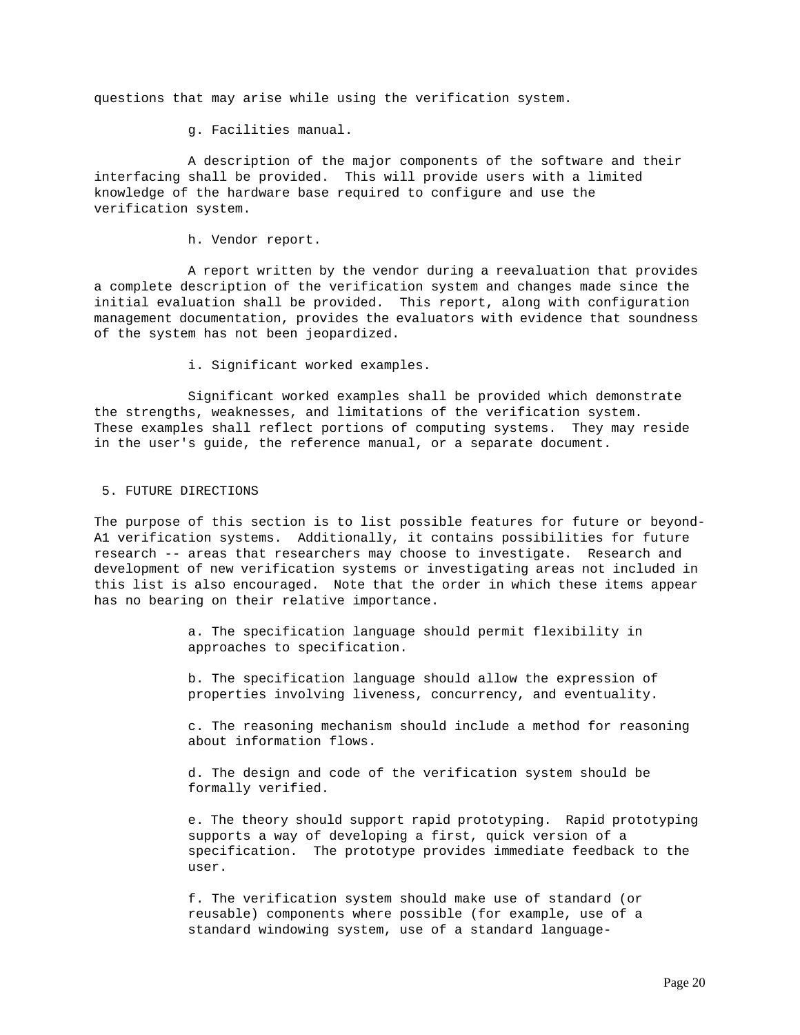questions that may arise while using the verification system.

g. Facilities manual.

A description of the major components of the software and their interfacing shall be provided. This will provide users with a limited knowledge of the hardware base required to configure and use the verification system.

h. Vendor report.

A report written by the vendor during a reevaluation that provides a complete description of the verification system and changes made since the initial evaluation shall be provided. This report, along with configuration management documentation, provides the evaluators with evidence that soundness of the system has not been jeopardized.

i. Significant worked examples.

Significant worked examples shall be provided which demonstrate the strengths, weaknesses, and limitations of the verification system. These examples shall reflect portions of computing systems. They may reside in the user's guide, the reference manual, or a separate document.

## 5. FUTURE DIRECTIONS

The purpose of this section is to list possible features for future or beyond-A1 verification systems. Additionally, it contains possibilities for future research -- areas that researchers may choose to investigate. Research and development of new verification systems or investigating areas not included in this list is also encouraged. Note that the order in which these items appear has no bearing on their relative importance.

a. The specification language should permit flexibility in approaches to specification.

b. The specification language should allow the expression of properties involving liveness, concurrency, and eventuality.

c. The reasoning mechanism should include a method for reasoning about information flows.

d. The design and code of the verification system should be formally verified.

e. The theory should support rapid prototyping. Rapid prototyping supports a way of developing a first, quick version of a specification. The prototype provides immediate feedback to the user.

f. The verification system should make use of standard (or reusable) components where possible (for example, use of a standard windowing system, use of a standard language-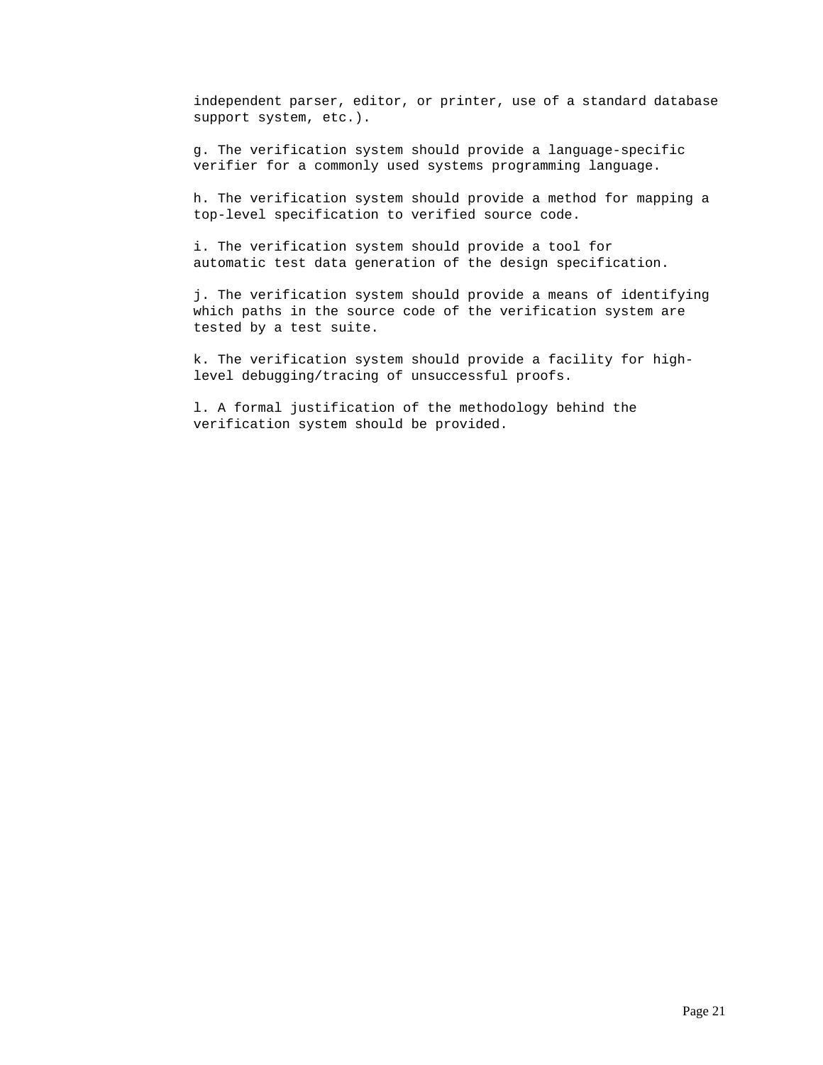independent parser, editor, or printer, use of a standard database support system, etc.).

g. The verification system should provide a language-specific verifier for a commonly used systems programming language.

h. The verification system should provide a method for mapping a top-level specification to verified source code.

i. The verification system should provide a tool for automatic test data generation of the design specification.

j. The verification system should provide a means of identifying which paths in the source code of the verification system are tested by a test suite.

k. The verification system should provide a facility for high-level debugging/tracing of unsuccessful proofs.

l. A formal justification of the methodology behind the verification system should be provided.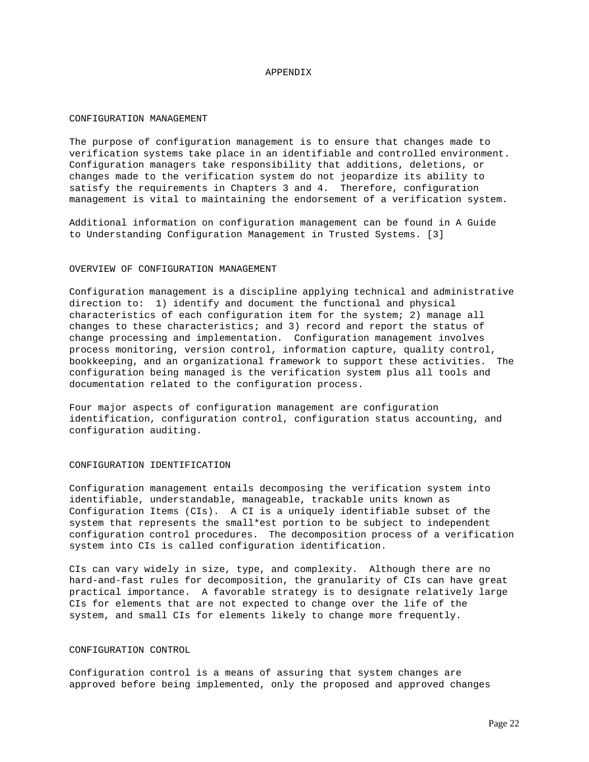# APPENDIX

## CONFIGURATION MANAGEMENT

The purpose of configuration management is to ensure that changes made to verification systems take place in an identifiable and controlled environment. Configuration managers take responsibility that additions, deletions, or changes made to the verification system do not jeopardize its ability to satisfy the requirements in Chapters 3 and 4. Therefore, configuration management is vital to maintaining the endorsement of a verification system.

Additional information on configuration management can be found in A Guide to Understanding Configuration Management in Trusted Systems. [3]

## OVERVIEW OF CONFIGURATION MANAGEMENT

Configuration management is a discipline applying technical and administrative direction to: 1) identify and document the functional and physical characteristics of each configuration item for the system; 2) manage all changes to these characteristics; and 3) record and report the status of change processing and implementation. Configuration management involves process monitoring, version control, information capture, quality control, bookkeeping, and an organizational framework to support these activities. The configuration being managed is the verification system plus all tools and documentation related to the configuration process.

Four major aspects of configuration management are configuration identification, configuration control, configuration status accounting, and configuration auditing.

## CONFIGURATION IDENTIFICATION

Configuration management entails decomposing the verification system into identifiable, understandable, manageable, trackable units known as Configuration Items (CIs). A CI is a uniquely identifiable subset of the system that represents the small*est portion to be subject to independent configuration control procedures. The decomposition process of a verification system into CIs is called configuration identification.

CIs can vary widely in size, type, and complexity. Although there are no hard-and-fast rules for decomposition, the granularity of CIs can have great practical importance. A favorable strategy is to designate relatively large CIs for elements that are not expected to change over the life of the system, and small CIs for elements likely to change more frequently.

## CONFIGURATION CONTROL

Configuration control is a means of assuring that system changes are approved before being implemented, only the proposed and approved changes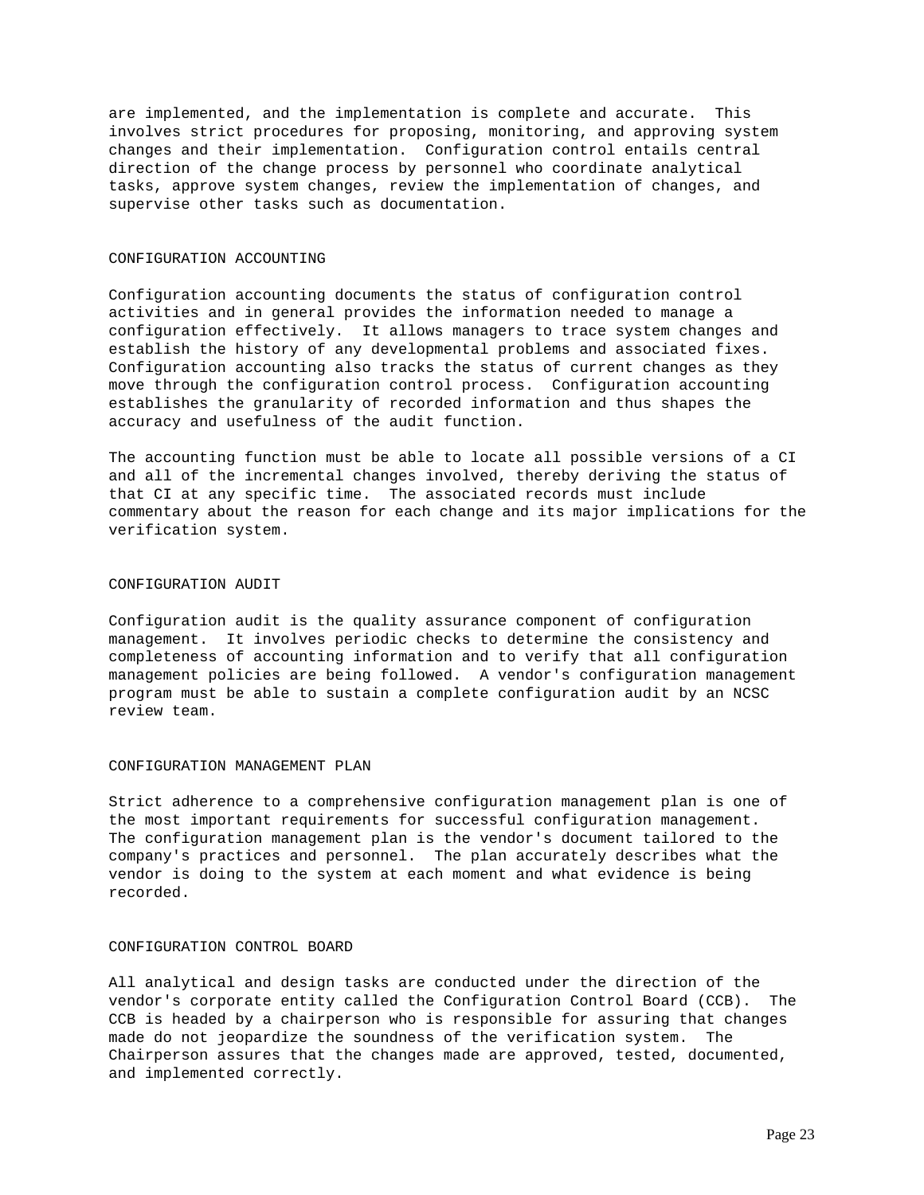are implemented, and the implementation is complete and accurate. This involves strict procedures for proposing, monitoring, and approving system changes and their implementation. Configuration control entails central direction of the change process by personnel who coordinate analytical tasks, approve system changes, review the implementation of changes, and supervise other tasks such as documentation.

## CONFIGURATION ACCOUNTING

Configuration accounting documents the status of configuration control activities and in general provides the information needed to manage a configuration effectively. It allows managers to trace system changes and establish the history of any developmental problems and associated fixes. Configuration accounting also tracks the status of current changes as they move through the configuration control process. Configuration accounting establishes the granularity of recorded information and thus shapes the accuracy and usefulness of the audit function.

The accounting function must be able to locate all possible versions of a CI and all of the incremental changes involved, thereby deriving the status of that CI at any specific time. The associated records must include commentary about the reason for each change and its major implications for the verification system.

## CONFIGURATION AUDIT

Configuration audit is the quality assurance component of configuration management. It involves periodic checks to determine the consistency and completeness of accounting information and to verify that all configuration management policies are being followed. A vendor's configuration management program must be able to sustain a complete configuration audit by an NCSC review team.

## CONFIGURATION MANAGEMENT PLAN

Strict adherence to a comprehensive configuration management plan is one of the most important requirements for successful configuration management. The configuration management plan is the vendor's document tailored to the company's practices and personnel. The plan accurately describes what the vendor is doing to the system at each moment and what evidence is being recorded.

## CONFIGURATION CONTROL BOARD

All analytical and design tasks are conducted under the direction of the vendor's corporate entity called the Configuration Control Board (CCB). The CCB is headed by a chairperson who is responsible for assuring that changes made do not jeopardize the soundness of the verification system. The Chairperson assures that the changes made are approved, tested, documented, and implemented correctly.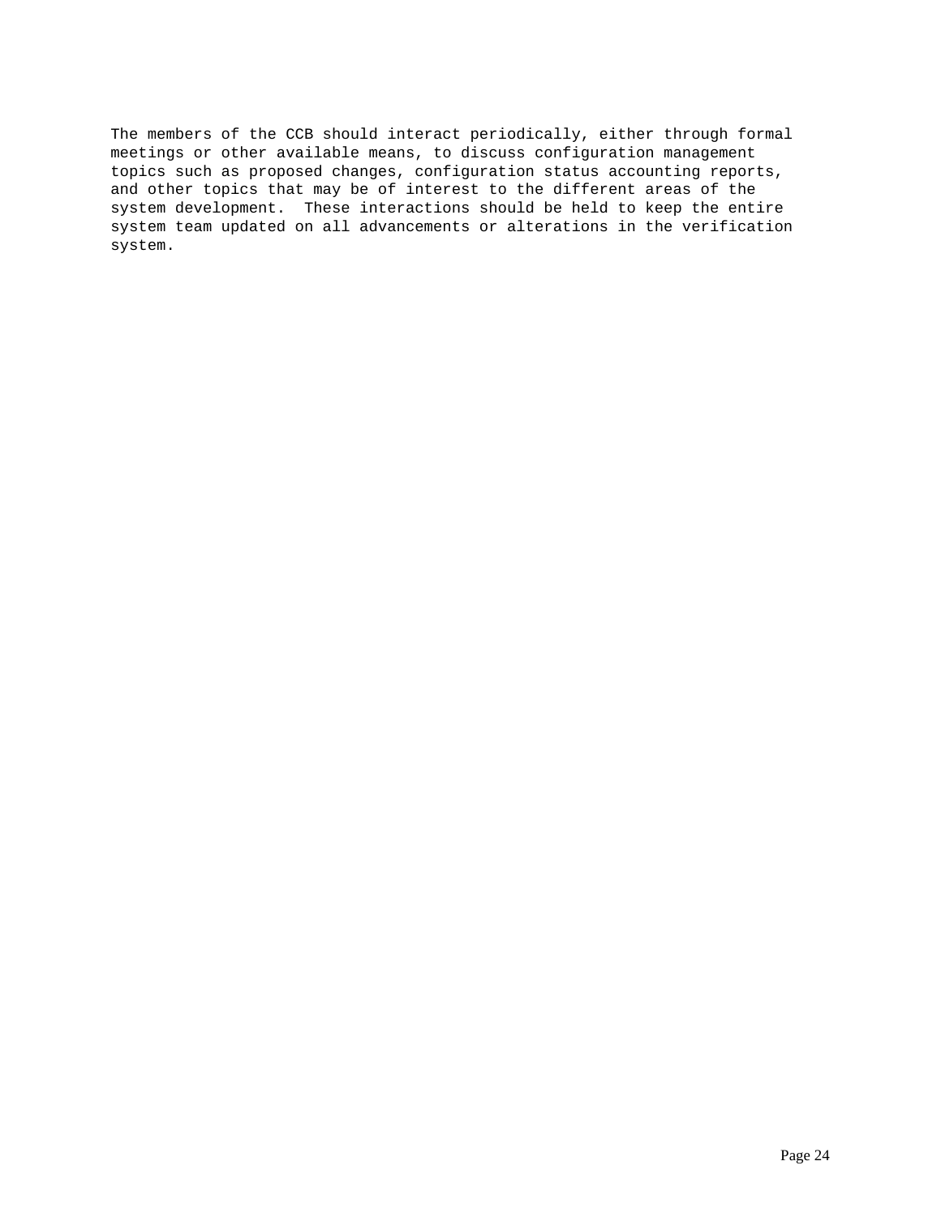The members of the CCB should interact periodically, either through formal meetings or other available means, to discuss configuration management topics such as proposed changes, configuration status accounting reports, and other topics that may be of interest to the different areas of the system development. These interactions should be held to keep the entire system team updated on all advancements or alterations in the verification system.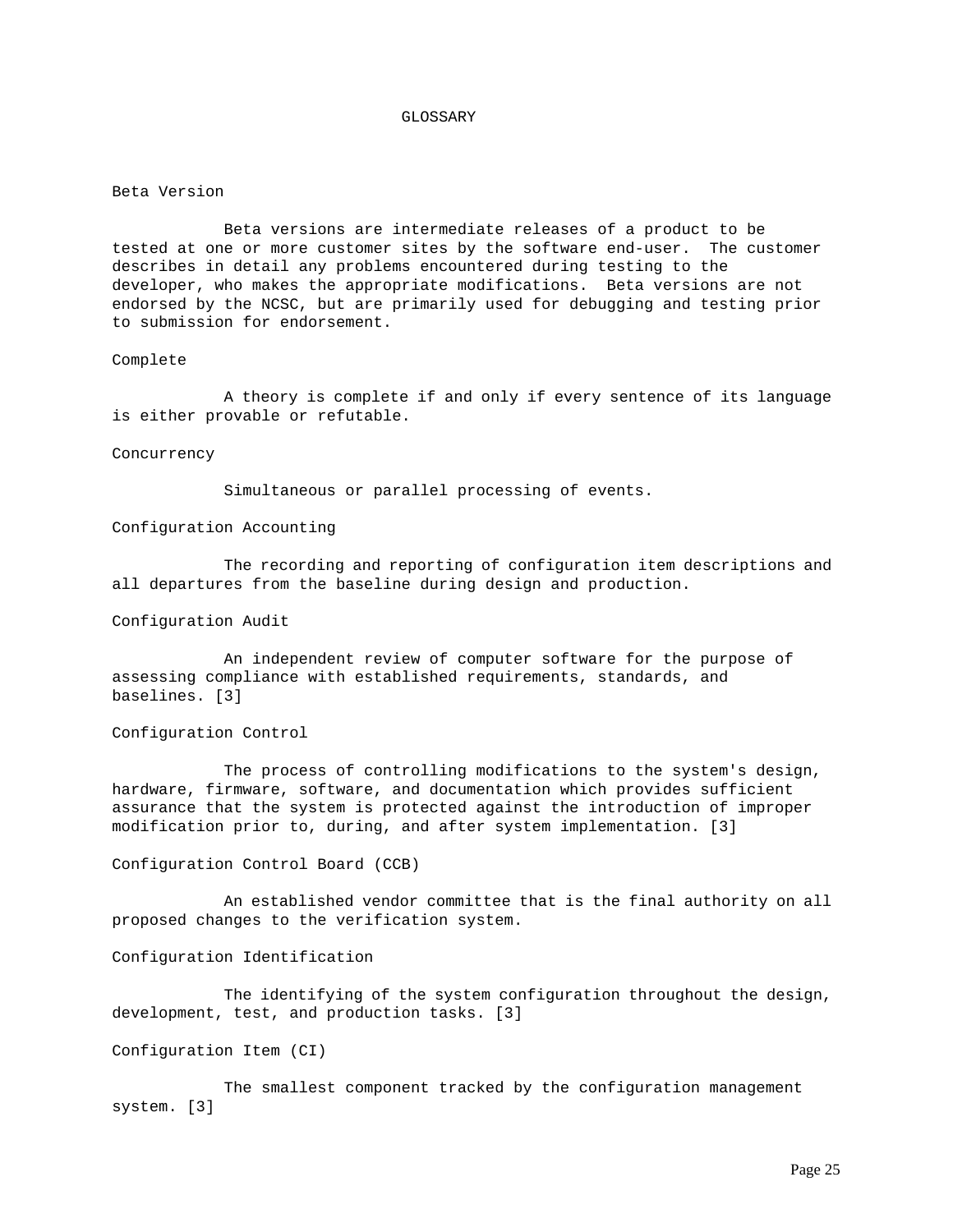# GLOSSARY

### Beta Version

Beta versions are intermediate releases of a product to be tested at one or more customer sites by the software end-user. The customer describes in detail any problems encountered during testing to the developer, who makes the appropriate modifications. Beta versions are not endorsed by the NCSC, but are primarily used for debugging and testing prior to submission for endorsement.

### Complete

A theory is complete if and only if every sentence of its language is either provable or refutable.

### Concurrency

Simultaneous or parallel processing of events.

### Configuration Accounting

The recording and reporting of configuration item descriptions and all departures from the baseline during design and production.

### Configuration Audit

An independent review of computer software for the purpose of assessing compliance with established requirements, standards, and baselines. [3]

### Configuration Control

The process of controlling modifications to the system's design, hardware, firmware, software, and documentation which provides sufficient assurance that the system is protected against the introduction of improper modification prior to, during, and after system implementation. [3]

### Configuration Control Board (CCB)

An established vendor committee that is the final authority on all proposed changes to the verification system.

### Configuration Identification

The identifying of the system configuration throughout the design, development, test, and production tasks. [3]

### Configuration Item (CI)

The smallest component tracked by the configuration management system. [3]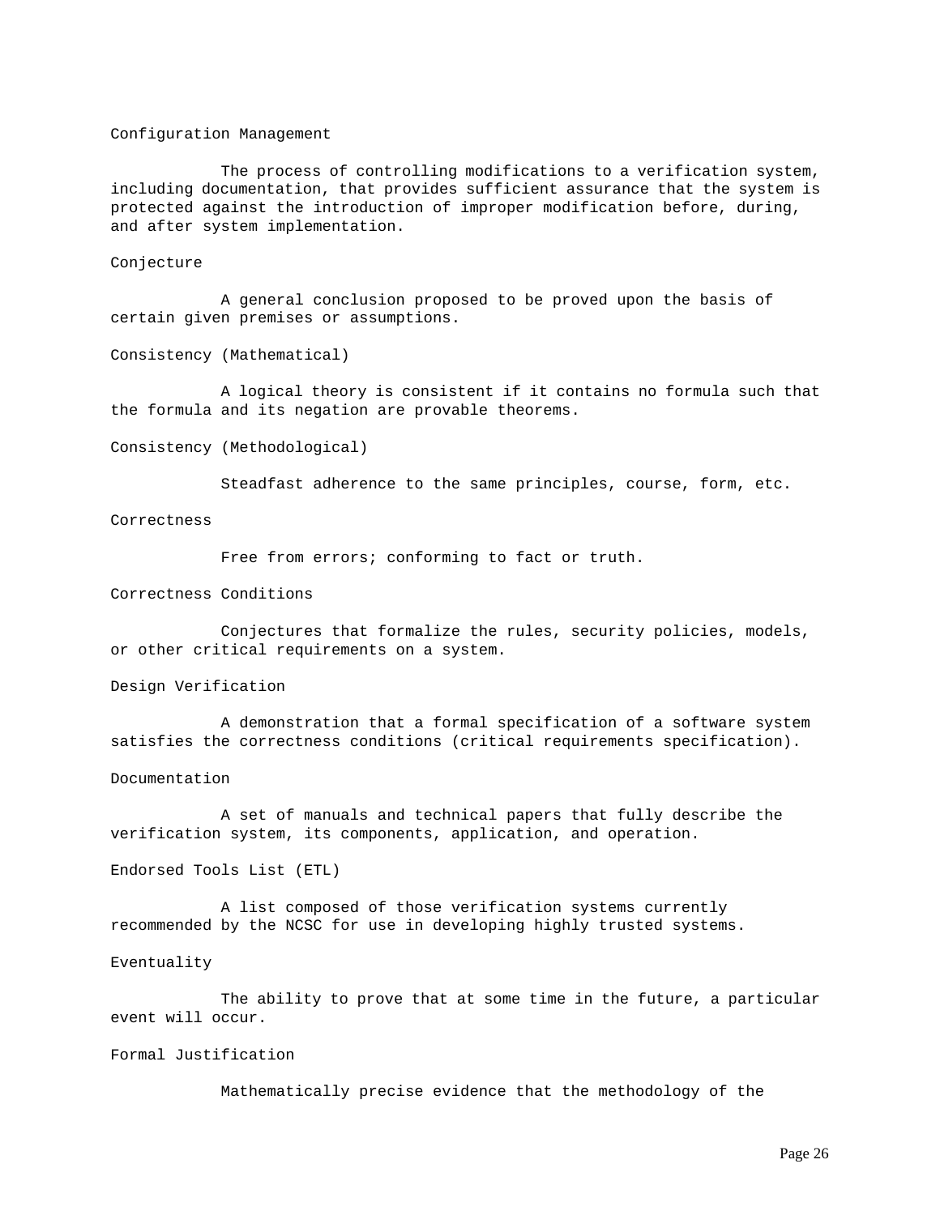Configuration Management

The process of controlling modifications to a verification system, including documentation, that provides sufficient assurance that the system is protected against the introduction of improper modification before, during, and after system implementation.

Conjecture

A general conclusion proposed to be proved upon the basis of certain given premises or assumptions.

Consistency (Mathematical)

A logical theory is consistent if it contains no formula such that the formula and its negation are provable theorems.

Consistency (Methodological)

Steadfast adherence to the same principles, course, form, etc.

Correctness

Free from errors; conforming to fact or truth.

Correctness Conditions

Conjectures that formalize the rules, security policies, models, or other critical requirements on a system.

Design Verification

A demonstration that a formal specification of a software system satisfies the correctness conditions (critical requirements specification).

Documentation

A set of manuals and technical papers that fully describe the verification system, its components, application, and operation.

Endorsed Tools List (ETL)

A list composed of those verification systems currently recommended by the NCSC for use in developing highly trusted systems.

Eventuality

The ability to prove that at some time in the future, a particular event will occur.

Formal Justification

Mathematically precise evidence that the methodology of the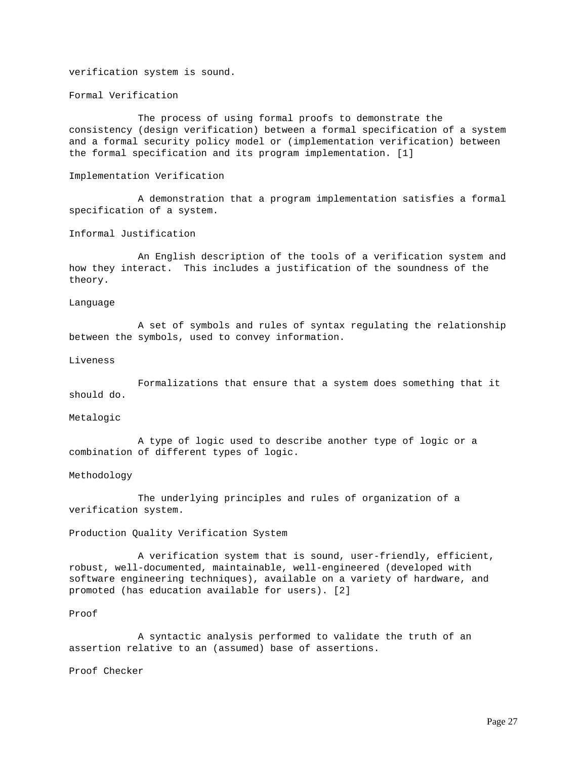verification system is sound.

Formal Verification

The process of using formal proofs to demonstrate the consistency (design verification) between a formal specification of a system and a formal security policy model or (implementation verification) between the formal specification and its program implementation. [1]

Implementation Verification

A demonstration that a program implementation satisfies a formal specification of a system.

Informal Justification

An English description of the tools of a verification system and how they interact. This includes a justification of the soundness of the theory.

Language

A set of symbols and rules of syntax regulating the relationship between the symbols, used to convey information.

Liveness

Formalizations that ensure that a system does something that it should do.

Metalogic

A type of logic used to describe another type of logic or a combination of different types of logic.

Methodology

The underlying principles and rules of organization of a verification system.

Production Quality Verification System

A verification system that is sound, user-friendly, efficient, robust, well-documented, maintainable, well-engineered (developed with software engineering techniques), available on a variety of hardware, and promoted (has education available for users). [2]

Proof

A syntactic analysis performed to validate the truth of an assertion relative to an (assumed) base of assertions.

Proof Checker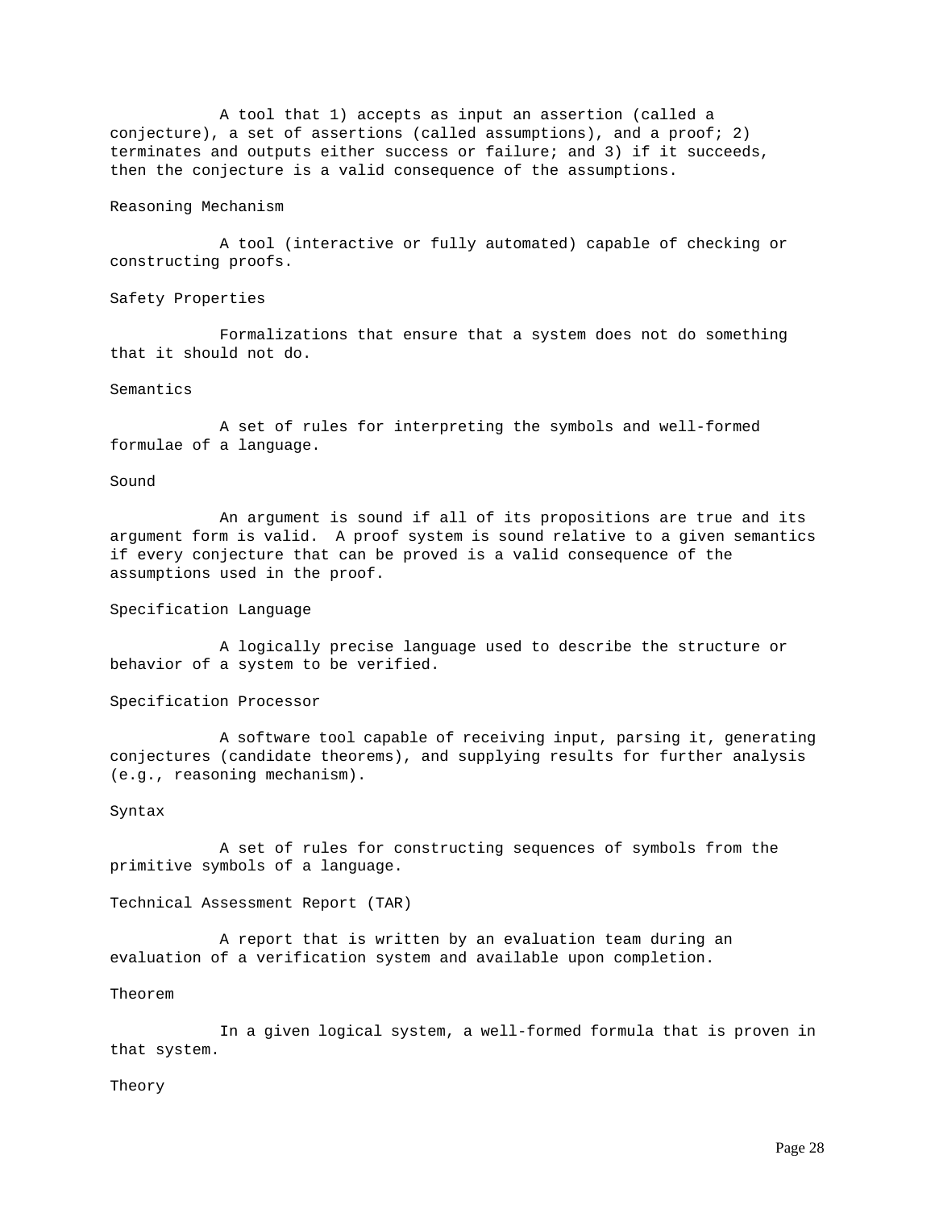A tool that 1) accepts as input an assertion (called a conjecture), a set of assertions (called assumptions), and a proof; 2) terminates and outputs either success or failure; and 3) if it succeeds, then the conjecture is a valid consequence of the assumptions.

Reasoning Mechanism

A tool (interactive or fully automated) capable of checking or constructing proofs.

Safety Properties

Formalizations that ensure that a system does not do something that it should not do.

Semantics

A set of rules for interpreting the symbols and well-formed formulae of a language.

Sound

An argument is sound if all of its propositions are true and its argument form is valid. A proof system is sound relative to a given semantics if every conjecture that can be proved is a valid consequence of the assumptions used in the proof.

Specification Language

A logically precise language used to describe the structure or behavior of a system to be verified.

Specification Processor

A software tool capable of receiving input, parsing it, generating conjectures (candidate theorems), and supplying results for further analysis (e.g., reasoning mechanism).

Syntax

A set of rules for constructing sequences of symbols from the primitive symbols of a language.

Technical Assessment Report (TAR)

A report that is written by an evaluation team during an evaluation of a verification system and available upon completion.

Theorem

In a given logical system, a well-formed formula that is proven in that system.

Theory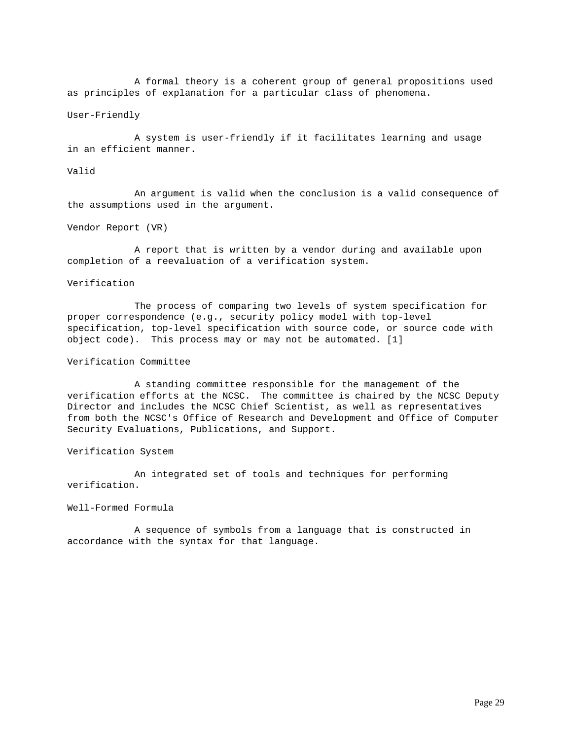A formal theory is a coherent group of general propositions used as principles of explanation for a particular class of phenomena.

User-Friendly

A system is user-friendly if it facilitates learning and usage in an efficient manner.

Valid

An argument is valid when the conclusion is a valid consequence of the assumptions used in the argument.

Vendor Report (VR)

A report that is written by a vendor during and available upon completion of a reevaluation of a verification system.

Verification

The process of comparing two levels of system specification for proper correspondence (e.g., security policy model with top-level specification, top-level specification with source code, or source code with object code). This process may or may not be automated. [1]

Verification Committee

A standing committee responsible for the management of the verification efforts at the NCSC. The committee is chaired by the NCSC Deputy Director and includes the NCSC Chief Scientist, as well as representatives from both the NCSC's Office of Research and Development and Office of Computer Security Evaluations, Publications, and Support.

Verification System

An integrated set of tools and techniques for performing verification.

Well-Formed Formula

A sequence of symbols from a language that is constructed in accordance with the syntax for that language.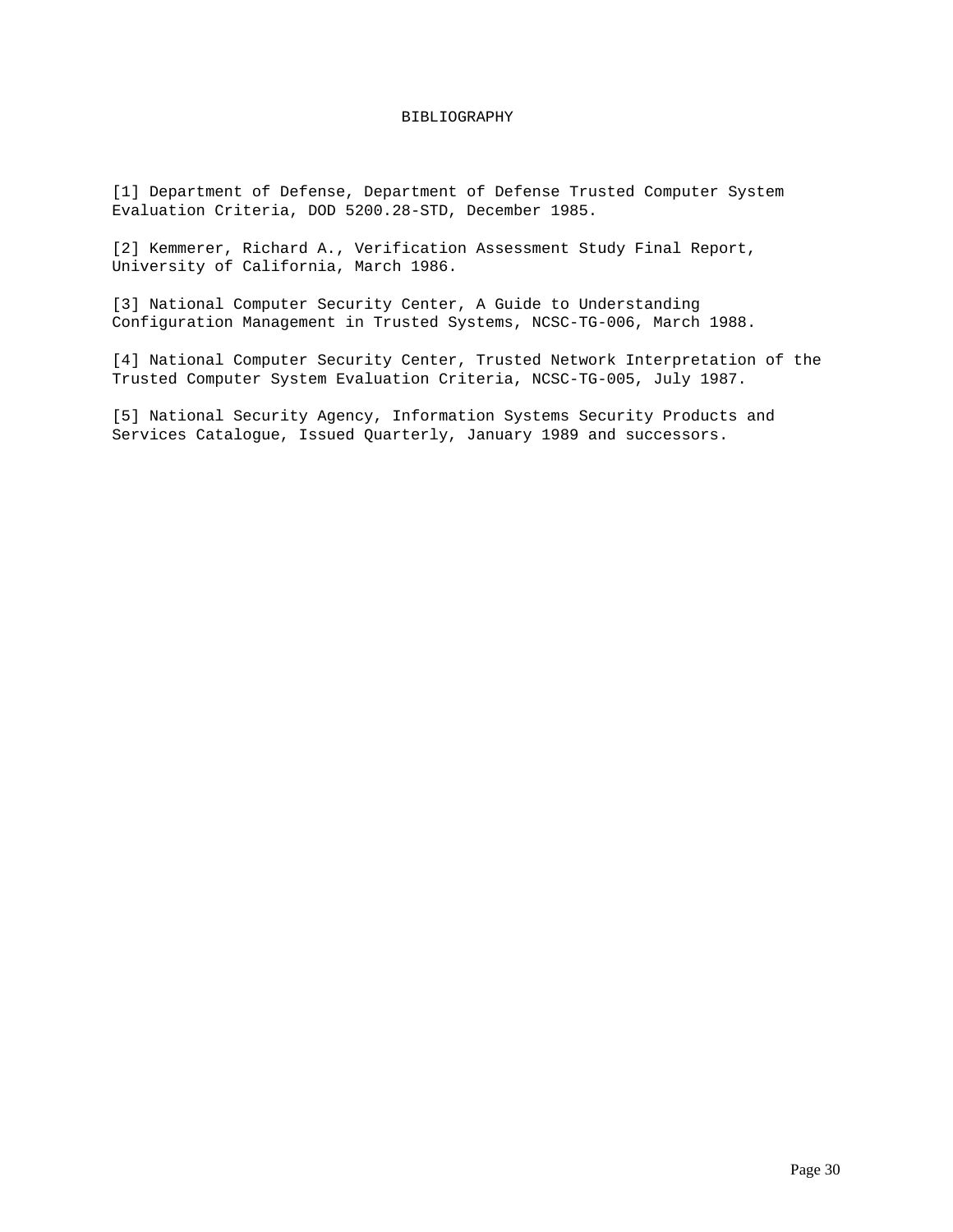# BIBLIOGRAPHY

[1] Department of Defense, Department of Defense Trusted Computer System Evaluation Criteria, DOD 5200.28-STD, December 1985.

[2] Kemmerer, Richard A., Verification Assessment Study Final Report, University of California, March 1986.

[3] National Computer Security Center, A Guide to Understanding Configuration Management in Trusted Systems, NCSC-TG-006, March 1988.

[4] National Computer Security Center, Trusted Network Interpretation of the Trusted Computer System Evaluation Criteria, NCSC-TG-005, July 1987.

[5] National Security Agency, Information Systems Security Products and Services Catalogue, Issued Quarterly, January 1989 and successors.